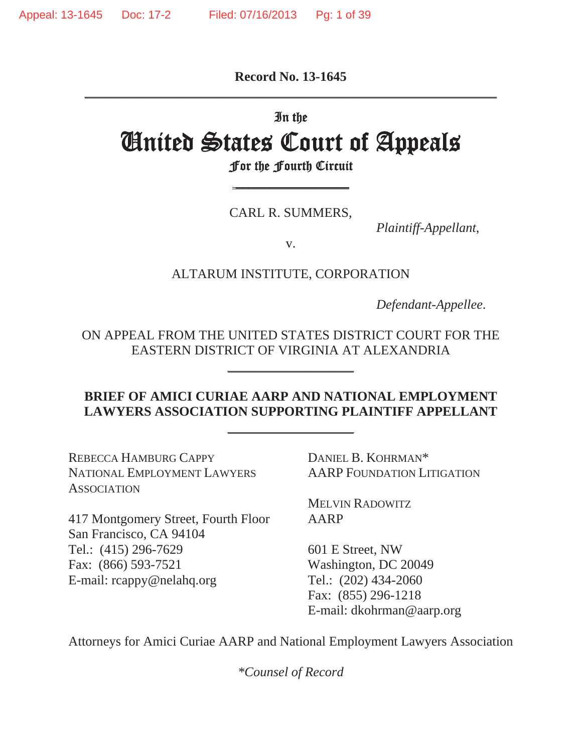**Record No. 13-1645**

---

In the

# United States Court of Appeals

For the Fourth Circuit

---

CARL R. SUMMERS,

*Plaintiff-Appellant*,

v.

ALTARUM INSTITUTE, CORPORATION

*Defendant-Appellee*.

ON APPEAL FROM THE UNITED STATES DISTRICT COURT FOR THE EASTERN DISTRICT OF VIRGINIA AT ALEXANDRIA

---

**BRIEF OF AMICI CURIAE AARP AND NATIONAL EMPLOYMENT LAWYERS ASSOCIATION SUPPORTING PLAINTIFF APPELLANT**

---

REBECCA HAMBURG CAPPY
NATIONAL EMPLOYMENT LAWYERS ASSOCIATION

417 Montgomery Street, Fourth Floor
San Francisco, CA 94104
Tel.: (415) 296-7629
Fax: (866) 593-7521
E-mail: rcappy@nelahq.org

DANIEL B. KOHRMAN*
AARP FOUNDATION LITIGATION

MELVIN RADOWITZ
AARP

601 E Street, NW
Washington, DC 20049
Tel.: (202) 434-2060
Fax: (855) 296-1218
E-mail: dkohrman@aarp.org

Attorneys for Amici Curiae AARP and National Employment Lawyers Association

*\*Counsel of Record*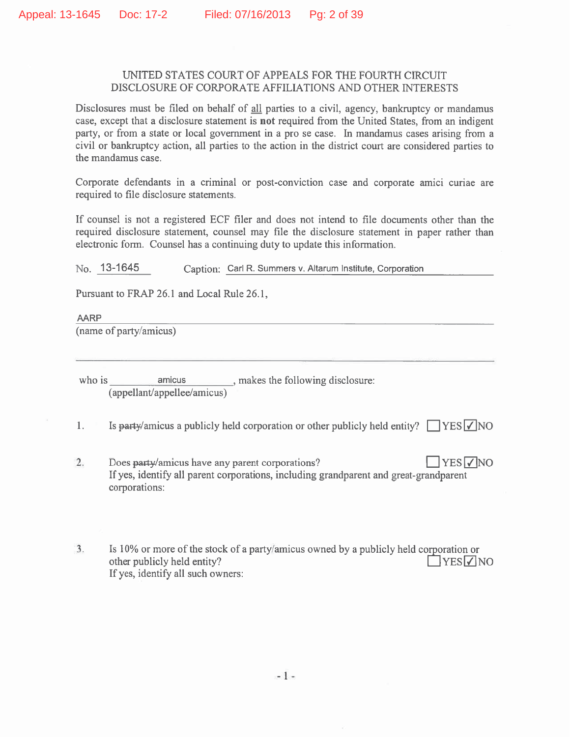UNITED STATES COURT OF APPEALS FOR THE FOURTH CIRCUIT
DISCLOSURE OF CORPORATE AFFILIATIONS AND OTHER INTERESTS

Disclosures must be filed on behalf of all parties to a civil, agency, bankruptcy or mandamus case, except that a disclosure statement is **not** required from the United States, from an indigent party, or from a state or local government in a pro se case. In mandamus cases arising from a civil or bankruptcy action, all parties to the action in the district court are considered parties to the mandamus case.

Corporate defendants in a criminal or post-conviction case and corporate amici curiae are required to file disclosure statements.

If counsel is not a registered ECF filer and does not intend to file documents other than the required disclosure statement, counsel may file the disclosure statement in paper rather than electronic form. Counsel has a continuing duty to update this information.

No. 13-1645 Caption: Carl R. Summers v. Altarum Institute, Corporation

Pursuant to FRAP 26.1 and Local Rule 26.1,

AARP
(name of party/amicus)

who is amicus, makes the following disclosure:
(appellant/appellee/amicus)

1. Is ~~party~~/amicus a publicly held corporation or other publicly held entity? ☐ YES ☑ NO

2. Does ~~party~~/amicus have any parent corporations? ☐ YES ☑ NO
   If yes, identify all parent corporations, including grandparent and great-grandparent corporations:

3. Is 10% or more of the stock of a party/amicus owned by a publicly held corporation or other publicly held entity? ☐ YES ☑ NO
   If yes, identify all such owners: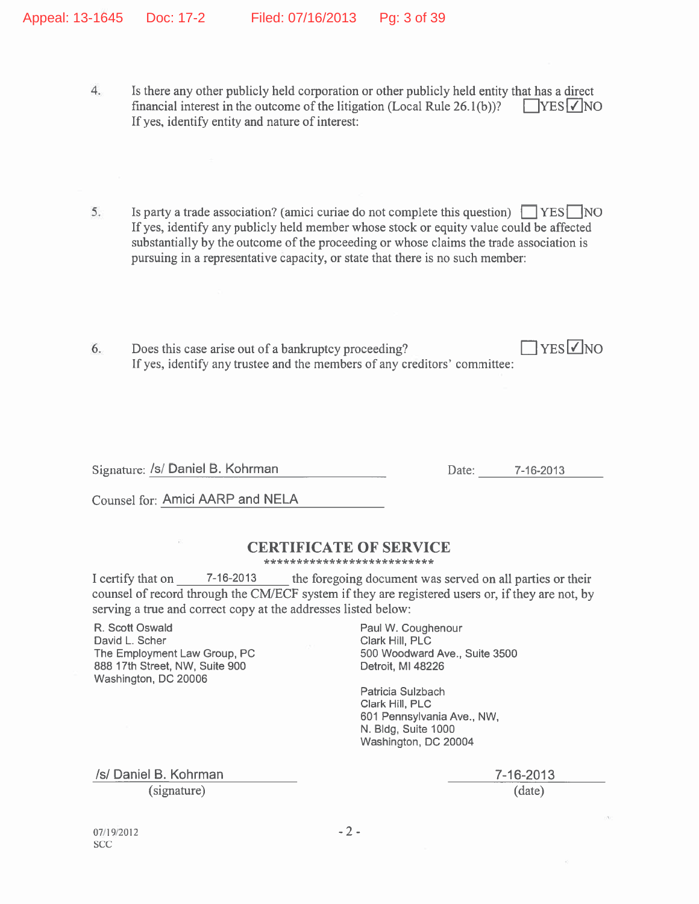4. Is there any other publicly held corporation or other publicly held entity that has a direct financial interest in the outcome of the litigation (Local Rule 26.1(b))? ☐ YES ☑ NO
   If yes, identify entity and nature of interest:

5. Is party a trade association? (amici curiae do not complete this question) ☐ YES ☐ NO
   If yes, identify any publicly held member whose stock or equity value could be affected substantially by the outcome of the proceeding or whose claims the trade association is pursuing in a representative capacity, or state that there is no such member:

6. Does this case arise out of a bankruptcy proceeding? ☐ YES ☑ NO
   If yes, identify any trustee and the members of any creditors' committee:

Signature: /s/ Daniel B. Kohrman Date: 7-16-2013

Counsel for: Amici AARP and NELA

## CERTIFICATE OF SERVICE

***************************

I certify that on 7-16-2013 the foregoing document was served on all parties or their counsel of record through the CM/ECF system if they are registered users or, if they are not, by serving a true and correct copy at the addresses listed below:

R. Scott Oswald
David L. Scher
The Employment Law Group, PC
888 17th Street, NW, Suite 900
Washington, DC 20006

Paul W. Coughenour
Clark Hill, PLC
500 Woodward Ave., Suite 3500
Detroit, MI 48226

Patricia Sulzbach
Clark Hill, PLC
601 Pennsylvania Ave., NW,
N. Bldg, Suite 1000
Washington, DC 20004

/s/ Daniel B. Kohrman
(signature)

7-16-2013
(date)

07/19/2012
SCC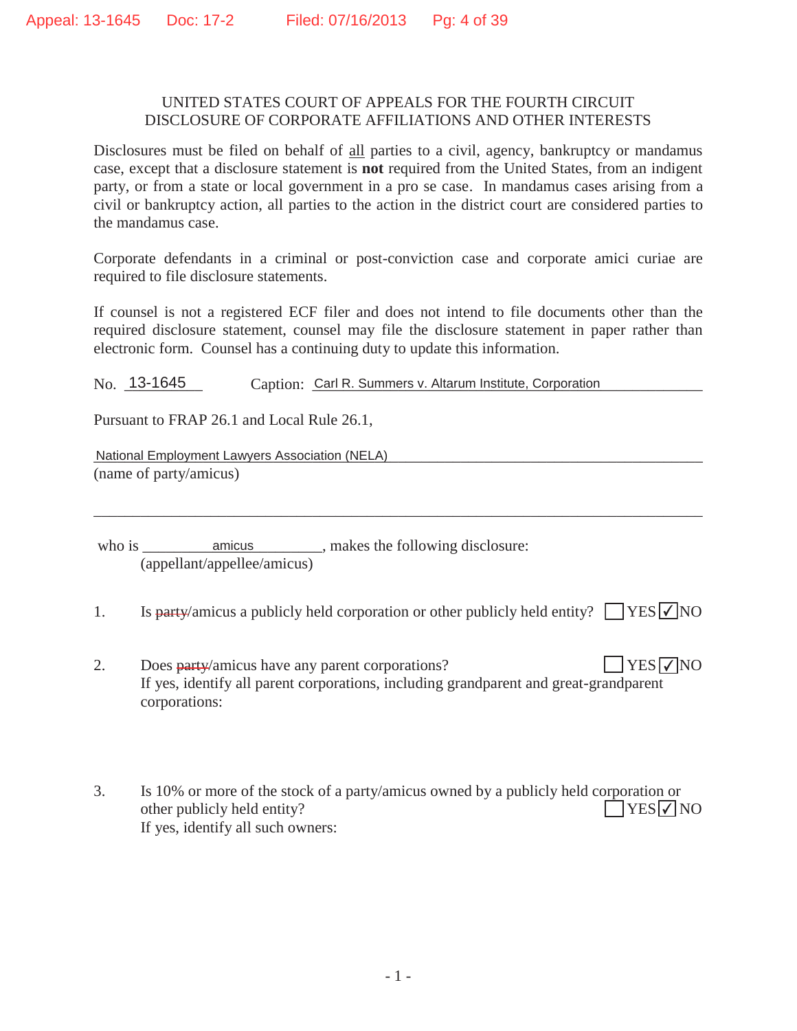UNITED STATES COURT OF APPEALS FOR THE FOURTH CIRCUIT
DISCLOSURE OF CORPORATE AFFILIATIONS AND OTHER INTERESTS

Disclosures must be filed on behalf of all parties to a civil, agency, bankruptcy or mandamus case, except that a disclosure statement is **not** required from the United States, from an indigent party, or from a state or local government in a pro se case. In mandamus cases arising from a civil or bankruptcy action, all parties to the action in the district court are considered parties to the mandamus case.

Corporate defendants in a criminal or post-conviction case and corporate amici curiae are required to file disclosure statements.

If counsel is not a registered ECF filer and does not intend to file documents other than the required disclosure statement, counsel may file the disclosure statement in paper rather than electronic form. Counsel has a continuing duty to update this information.

No. 13-1645 Caption: Carl R. Summers v. Altarum Institute, Corporation

Pursuant to FRAP 26.1 and Local Rule 26.1,

National Employment Lawyers Association (NELA)
(name of party/amicus)

who is amicus, makes the following disclosure:
(appellant/appellee/amicus)

1. Is ~~party~~/amicus a publicly held corporation or other publicly held entity? ☐ YES ☑ NO

2. Does ~~party~~/amicus have any parent corporations? ☐ YES ☑ NO
If yes, identify all parent corporations, including grandparent and great-grandparent corporations:

3. Is 10% or more of the stock of a party/amicus owned by a publicly held corporation or other publicly held entity? ☐ YES ☑ NO
If yes, identify all such owners: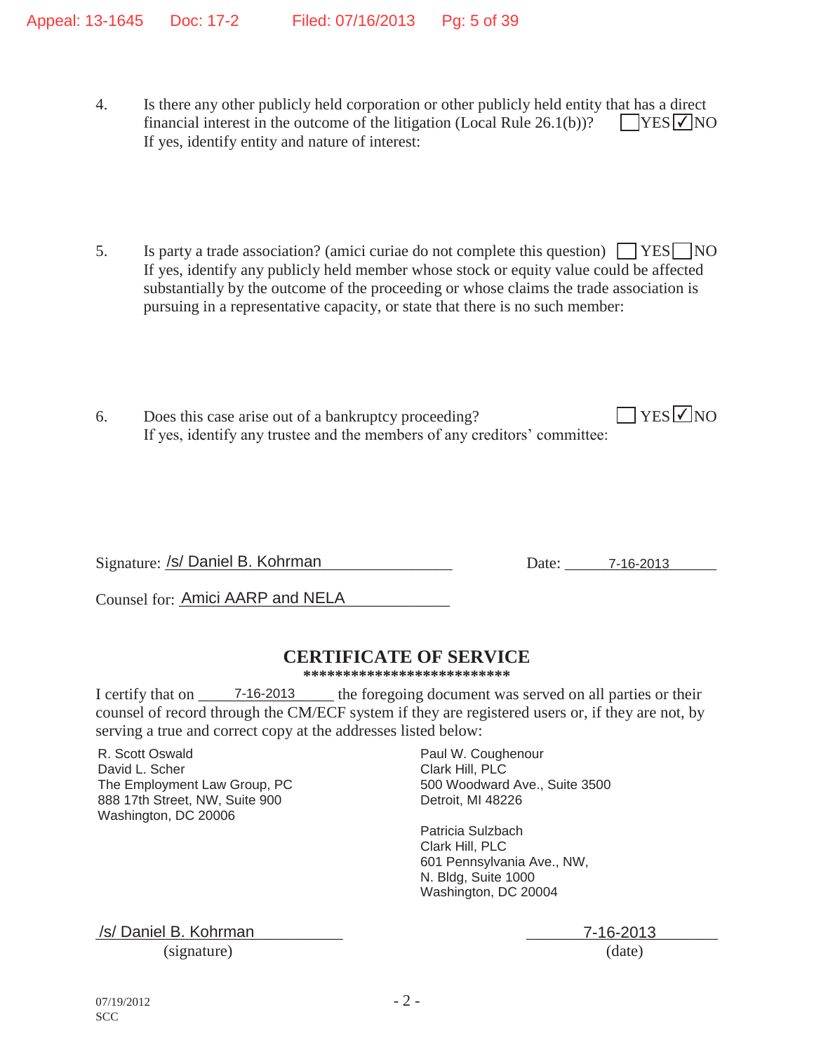4. Is there any other publicly held corporation or other publicly held entity that has a direct financial interest in the outcome of the litigation (Local Rule 26.1(b))? ☐ YES ☑ NO
   If yes, identify entity and nature of interest:

5. Is party a trade association? (amici curiae do not complete this question) ☐ YES ☐ NO
   If yes, identify any publicly held member whose stock or equity value could be affected substantially by the outcome of the proceeding or whose claims the trade association is pursuing in a representative capacity, or state that there is no such member:

6. Does this case arise out of a bankruptcy proceeding? ☐ YES ☑ NO
   If yes, identify any trustee and the members of any creditors' committee:

Signature: /s/ Daniel B. Kohrman Date: 7-16-2013

Counsel for: Amici AARP and NELA

## CERTIFICATE OF SERVICE

**************************

I certify that on 7-16-2013 the foregoing document was served on all parties or their counsel of record through the CM/ECF system if they are registered users or, if they are not, by serving a true and correct copy at the addresses listed below:

R. Scott Oswald
David L. Scher
The Employment Law Group, PC
888 17th Street, NW, Suite 900
Washington, DC 20006

Paul W. Coughenour
Clark Hill, PLC
500 Woodward Ave., Suite 3500
Detroit, MI 48226

Patricia Sulzbach
Clark Hill, PLC
601 Pennsylvania Ave., NW,
N. Bldg, Suite 1000
Washington, DC 20004

/s/ Daniel B. Kohrman
(signature)

7-16-2013
(date)

07/19/2012
SCC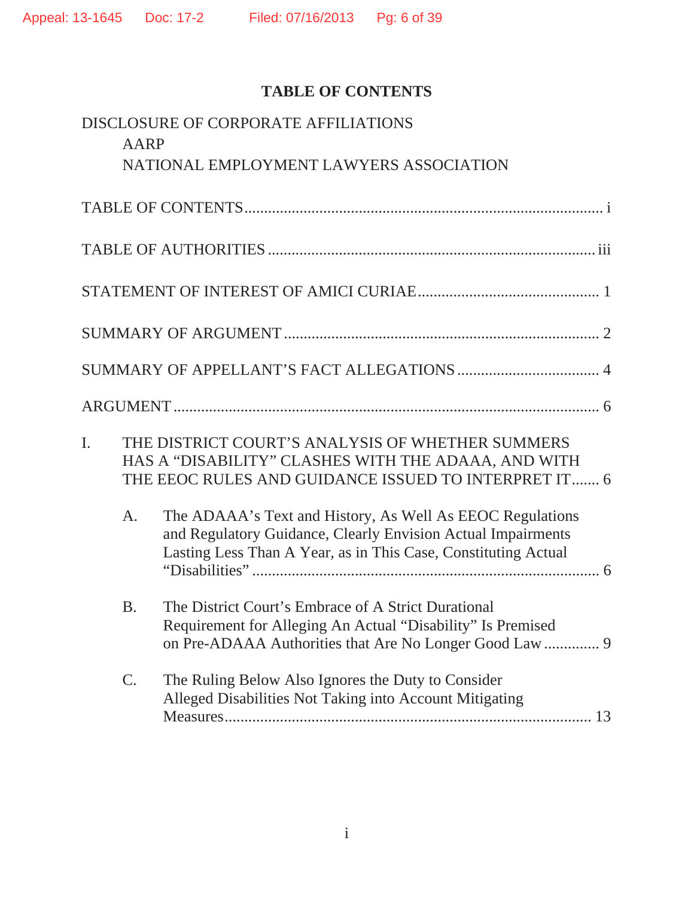## TABLE OF CONTENTS

DISCLOSURE OF CORPORATE AFFILIATIONS

AARP

NATIONAL EMPLOYMENT LAWYERS ASSOCIATION

TABLE OF CONTENTS ..... i

TABLE OF AUTHORITIES ..... iii

STATEMENT OF INTEREST OF AMICI CURIAE ..... 1

SUMMARY OF ARGUMENT ..... 2

SUMMARY OF APPELLANT'S FACT ALLEGATIONS ..... 4

ARGUMENT ..... 6

I. THE DISTRICT COURT'S ANALYSIS OF WHETHER SUMMERS HAS A "DISABILITY" CLASHES WITH THE ADAAA, AND WITH THE EEOC RULES AND GUIDANCE ISSUED TO INTERPRET IT ..... 6

- A. The ADAAA's Text and History, As Well As EEOC Regulations and Regulatory Guidance, Clearly Envision Actual Impairments Lasting Less Than A Year, as in This Case, Constituting Actual "Disabilities" ..... 6
- B. The District Court's Embrace of A Strict Durational Requirement for Alleging An Actual "Disability" Is Premised on Pre-ADAAA Authorities that Are No Longer Good Law ..... 9
- C. The Ruling Below Also Ignores the Duty to Consider Alleged Disabilities Not Taking into Account Mitigating Measures ..... 13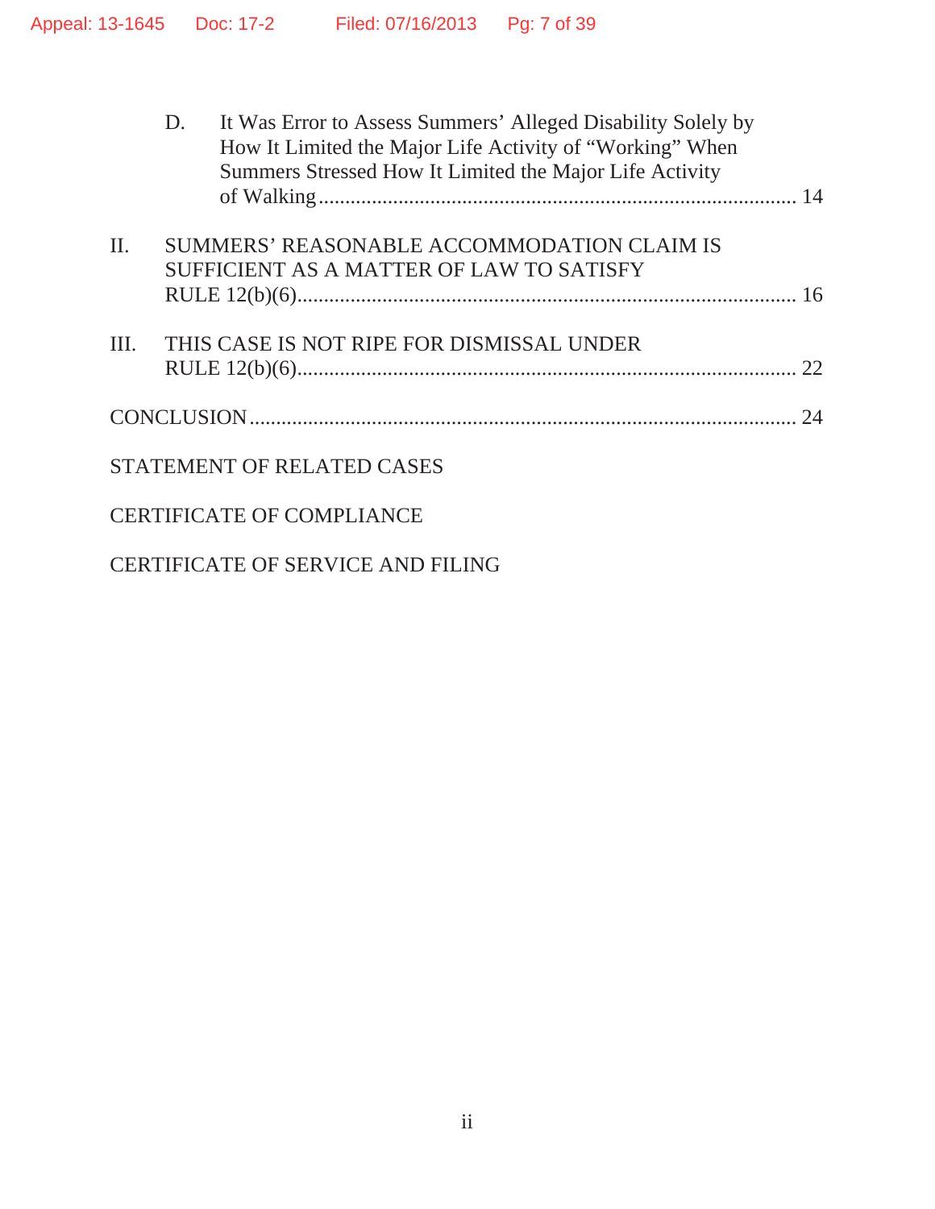D. It Was Error to Assess Summers' Alleged Disability Solely by How It Limited the Major Life Activity of "Working" When Summers Stressed How It Limited the Major Life Activity of Walking ........ 14

II. SUMMERS' REASONABLE ACCOMMODATION CLAIM IS SUFFICIENT AS A MATTER OF LAW TO SATISFY RULE 12(b)(6) ........ 16

III. THIS CASE IS NOT RIPE FOR DISMISSAL UNDER RULE 12(b)(6) ........ 22

CONCLUSION ........ 24

STATEMENT OF RELATED CASES

CERTIFICATE OF COMPLIANCE

CERTIFICATE OF SERVICE AND FILING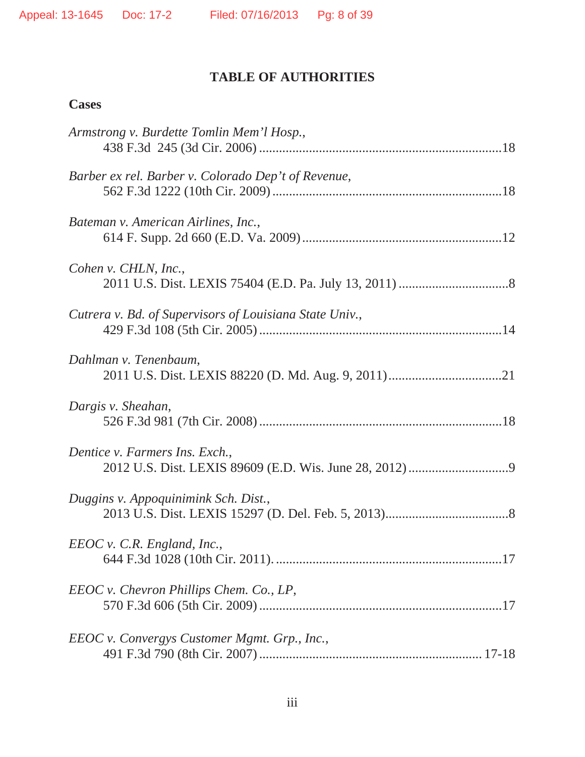## TABLE OF AUTHORITIES

### Cases

*Armstrong v. Burdette Tomlin Mem'l Hosp.*,
438 F.3d 245 (3d Cir. 2006) ........................................................................18

*Barber ex rel. Barber v. Colorado Dep't of Revenue*,
562 F.3d 1222 (10th Cir. 2009) ....................................................................18

*Bateman v. American Airlines, Inc.*,
614 F. Supp. 2d 660 (E.D. Va. 2009) ...........................................................12

*Cohen v. CHLN, Inc.*,
2011 U.S. Dist. LEXIS 75404 (E.D. Pa. July 13, 2011) .................................8

*Cutrera v. Bd. of Supervisors of Louisiana State Univ.*,
429 F.3d 108 (5th Cir. 2005) ........................................................................14

*Dahlman v. Tenenbaum*,
2011 U.S. Dist. LEXIS 88220 (D. Md. Aug. 9, 2011) ..................................21

*Dargis v. Sheahan*,
526 F.3d 981 (7th Cir. 2008) ........................................................................18

*Dentice v. Farmers Ins. Exch.*,
2012 U.S. Dist. LEXIS 89609 (E.D. Wis. June 28, 2012) ..............................9

*Duggins v. Appoquinimink Sch. Dist.*,
2013 U.S. Dist. LEXIS 15297 (D. Del. Feb. 5, 2013)....................................8

*EEOC v. C.R. England, Inc.*,
644 F.3d 1028 (10th Cir. 2011). ...................................................................17

*EEOC v. Chevron Phillips Chem. Co., LP*,
570 F.3d 606 (5th Cir. 2009) ........................................................................17

*EEOC v. Convergys Customer Mgmt. Grp., Inc.*,
491 F.3d 790 (8th Cir. 2007) .................................................................. 17-18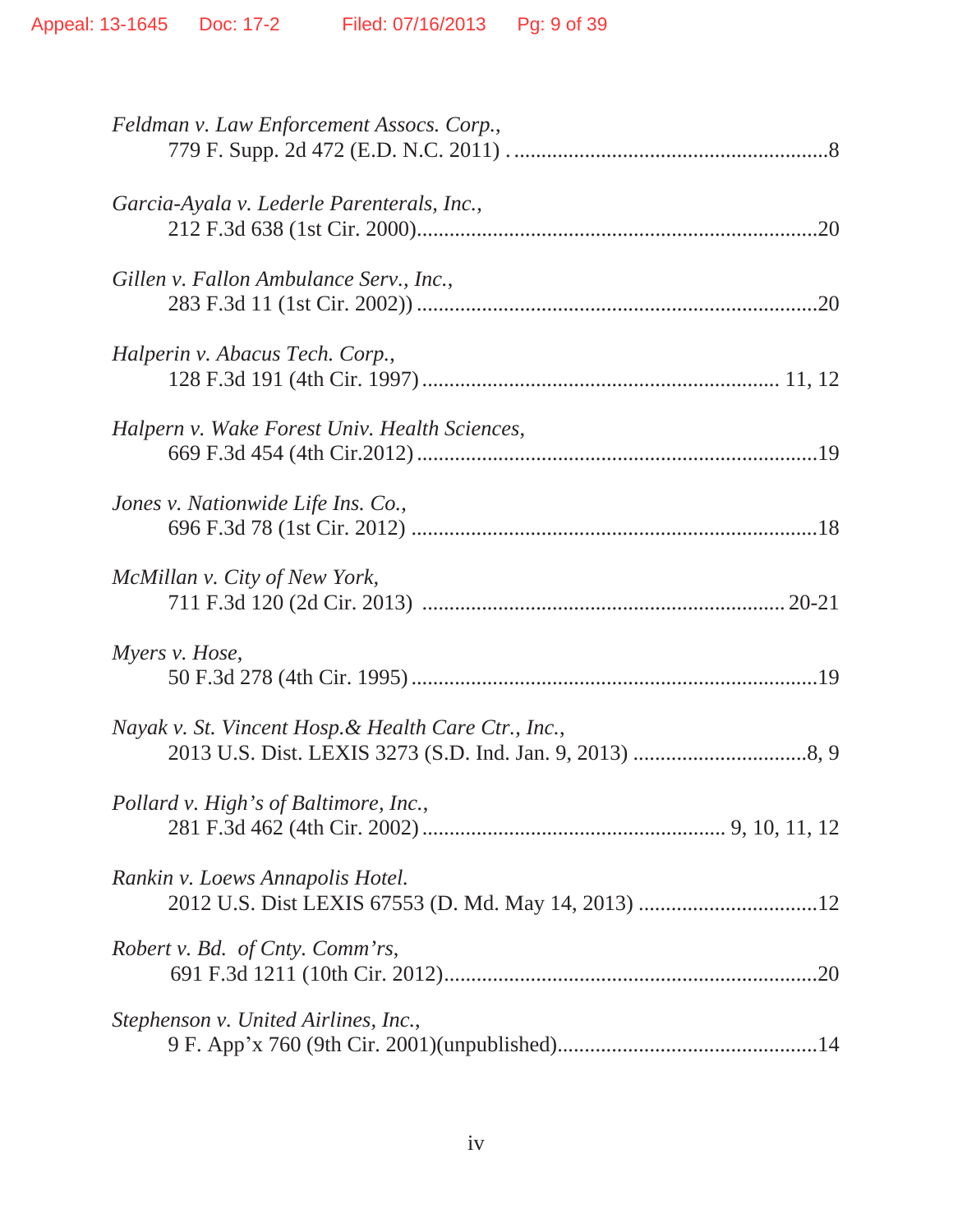*Feldman v. Law Enforcement Assocs. Corp.*,
779 F. Supp. 2d 472 (E.D. N.C. 2011) . ..........................................................8

*Garcia-Ayala v. Lederle Parenterals, Inc.*,
212 F.3d 638 (1st Cir. 2000).........................................................................20

*Gillen v. Fallon Ambulance Serv., Inc.*,
283 F.3d 11 (1st Cir. 2002)) .........................................................................20

*Halperin v. Abacus Tech. Corp.*,
128 F.3d 191 (4th Cir. 1997) ................................................................ 11, 12

*Halpern v. Wake Forest Univ. Health Sciences*,
669 F.3d 454 (4th Cir.2012) .........................................................................19

*Jones v. Nationwide Life Ins. Co.*,
696 F.3d 78 (1st Cir. 2012) ..........................................................................18

*McMillan v. City of New York*,
711 F.3d 120 (2d Cir. 2013) .................................................................. 20-21

*Myers v. Hose*,
50 F.3d 278 (4th Cir. 1995) ..........................................................................19

*Nayak v. St. Vincent Hosp.& Health Care Ctr., Inc.*,
2013 U.S. Dist. LEXIS 3273 (S.D. Ind. Jan. 9, 2013) ................................8, 9

*Pollard v. High's of Baltimore, Inc.*,
281 F.3d 462 (4th Cir. 2002) ....................................................... 9, 10, 11, 12

*Rankin v. Loews Annapolis Hotel.*
2012 U.S. Dist LEXIS 67553 (D. Md. May 14, 2013) .................................12

*Robert v. Bd. of Cnty. Comm'rs*,
691 F.3d 1211 (10th Cir. 2012)....................................................................20

*Stephenson v. United Airlines, Inc.*,
9 F. App'x 760 (9th Cir. 2001)(unpublished)................................................14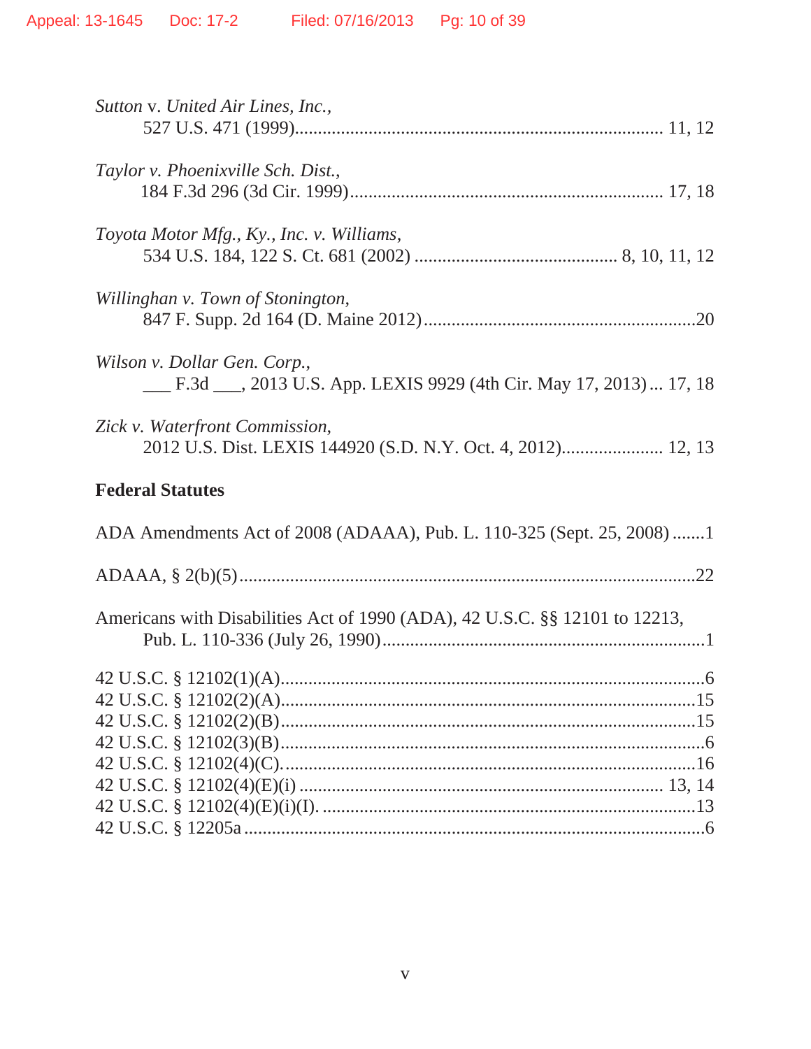*Sutton* v. *United Air Lines, Inc.*,
527 U.S. 471 (1999)............................................................................. 11, 12

*Taylor v. Phoenixville Sch. Dist.*,
184 F.3d 296 (3d Cir. 1999)................................................................... 17, 18

*Toyota Motor Mfg., Ky., Inc. v. Williams*,
534 U.S. 184, 122 S. Ct. 681 (2002) ........................................... 8, 10, 11, 12

*Willinghan v. Town of Stonington*,
847 F. Supp. 2d 164 (D. Maine 2012)..........................................................20

*Wilson v. Dollar Gen. Corp.*,
___ F.3d ___, 2013 U.S. App. LEXIS 9929 (4th Cir. May 17, 2013)... 17, 18

*Zick v. Waterfront Commission*,
2012 U.S. Dist. LEXIS 144920 (S.D. N.Y. Oct. 4, 2012)...................... 12, 13

**Federal Statutes**

ADA Amendments Act of 2008 (ADAAA), Pub. L. 110-325 (Sept. 25, 2008) .......1

ADAAA, § 2(b)(5).................................................................................................22

Americans with Disabilities Act of 1990 (ADA), 42 U.S.C. §§ 12101 to 12213,
Pub. L. 110-336 (July 26, 1990).....................................................................1

42 U.S.C. § 12102(1)(A)..........................................................................................6
42 U.S.C. § 12102(2)(A)........................................................................................15
42 U.S.C. § 12102(2)(B)........................................................................................15
42 U.S.C. § 12102(3)(B)..........................................................................................6
42 U.S.C. § 12102(4)(C).........................................................................................16
42 U.S.C. § 12102(4)(E)(i) .............................................................................. 13, 14
42 U.S.C. § 12102(4)(E)(i)(I). ................................................................................13
42 U.S.C. § 12205a ....................................................................................................6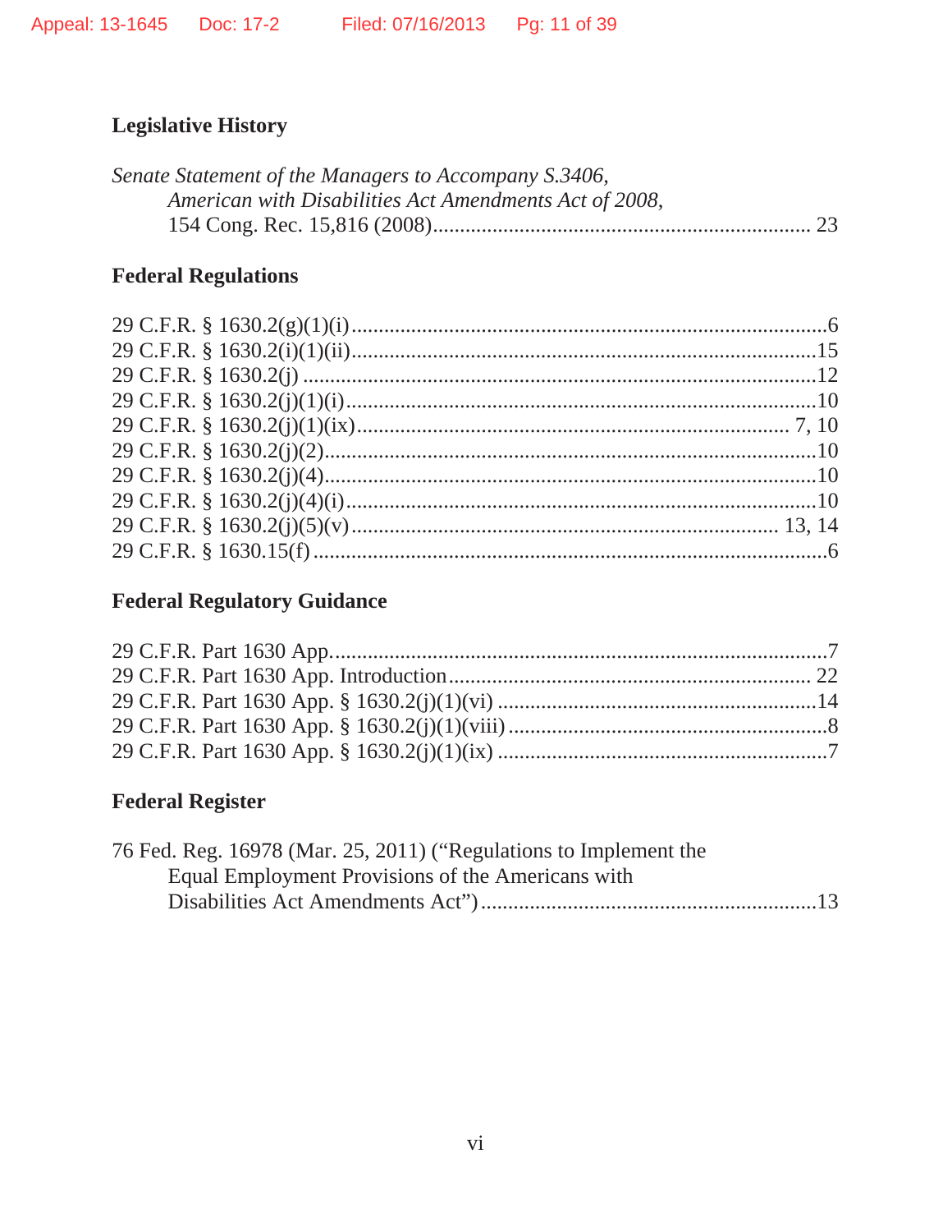## Legislative History

*Senate Statement of the Managers to Accompany S.3406, American with Disabilities Act Amendments Act of 2008,* 154 Cong. Rec. 15,816 (2008)........................................................................ 23

## Federal Regulations

29 C.F.R. § 1630.2(g)(1)(i).......................................................................................6
29 C.F.R. § 1630.2(i)(1)(ii).....................................................................................15
29 C.F.R. § 1630.2(j) .............................................................................................12
29 C.F.R. § 1630.2(j)(1)(i).......................................................................................10
29 C.F.R. § 1630.2(j)(1)(ix)............................................................................... 7, 10
29 C.F.R. § 1630.2(j)(2)..........................................................................................10
29 C.F.R. § 1630.2(j)(4)..........................................................................................10
29 C.F.R. § 1630.2(j)(4)(i).......................................................................................10
29 C.F.R. § 1630.2(j)(5)(v)............................................................................. 13, 14
29 C.F.R. § 1630.15(f) ..............................................................................................6

## Federal Regulatory Guidance

29 C.F.R. Part 1630 App.............................................................................................7
29 C.F.R. Part 1630 App. Introduction.................................................................. 22
29 C.F.R. Part 1630 App. § 1630.2(j)(1)(vi) ..........................................................14
29 C.F.R. Part 1630 App. § 1630.2(j)(1)(viii)...........................................................8
29 C.F.R. Part 1630 App. § 1630.2(j)(1)(ix) .............................................................7

## Federal Register

76 Fed. Reg. 16978 (Mar. 25, 2011) ("Regulations to Implement the Equal Employment Provisions of the Americans with Disabilities Act Amendments Act").............................................................13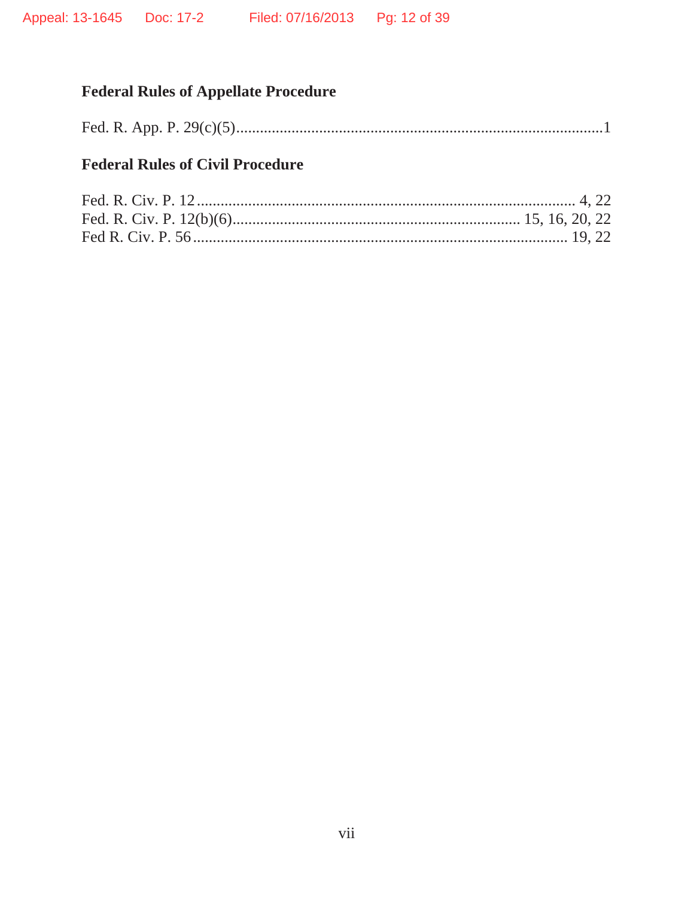**Federal Rules of Appellate Procedure**

Fed. R. App. P. 29(c)(5)............................................................................................1

**Federal Rules of Civil Procedure**

Fed. R. Civ. P. 12 .................................................................................................. 4, 22
Fed. R. Civ. P. 12(b)(6)......................................................................... 15, 16, 20, 22
Fed R. Civ. P. 56 ................................................................................................ 19, 22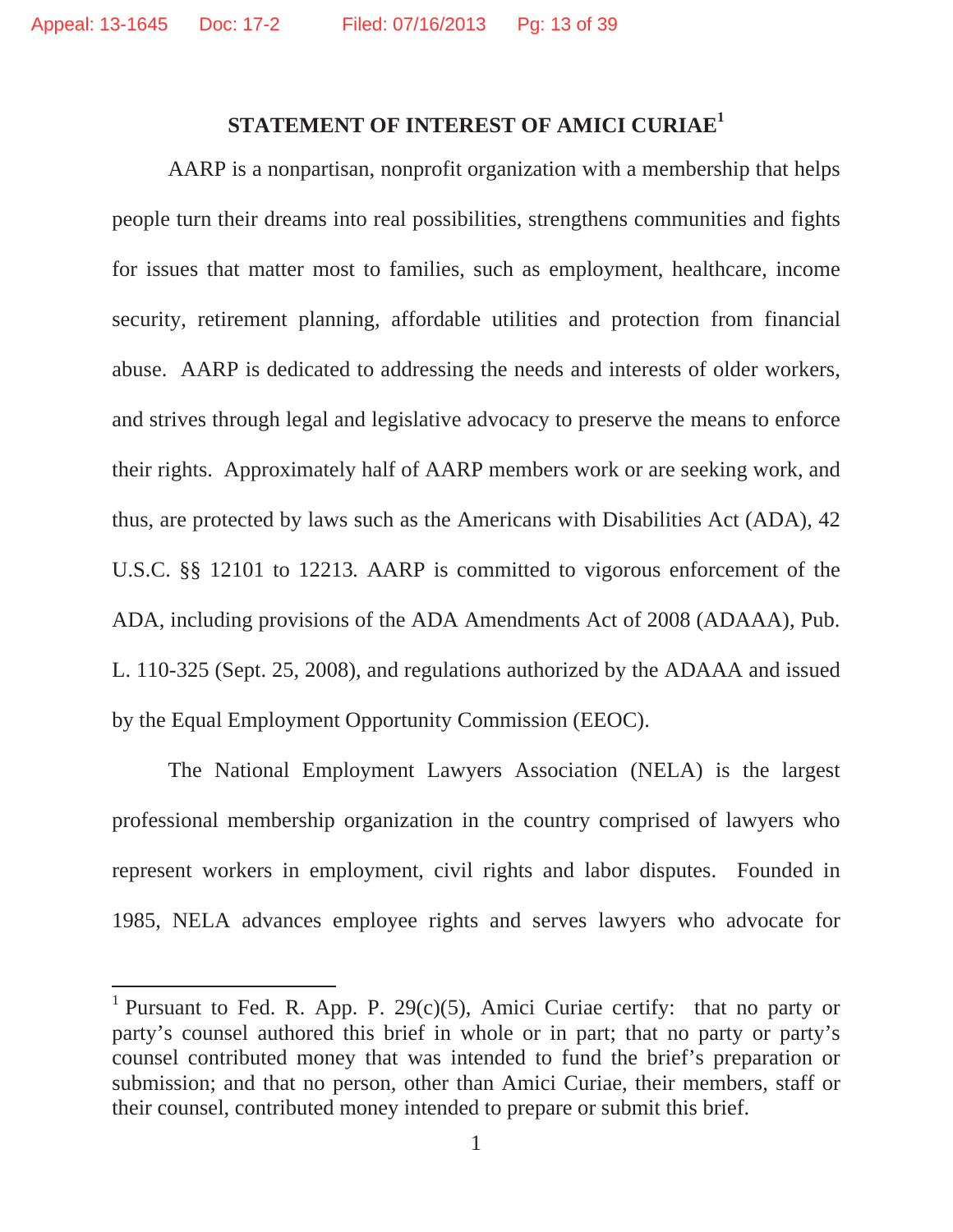## STATEMENT OF INTEREST OF AMICI CURIAE[1]

AARP is a nonpartisan, nonprofit organization with a membership that helps people turn their dreams into real possibilities, strengthens communities and fights for issues that matter most to families, such as employment, healthcare, income security, retirement planning, affordable utilities and protection from financial abuse. AARP is dedicated to addressing the needs and interests of older workers, and strives through legal and legislative advocacy to preserve the means to enforce their rights. Approximately half of AARP members work or are seeking work, and thus, are protected by laws such as the Americans with Disabilities Act (ADA), 42 U.S.C. §§ 12101 to 12213. AARP is committed to vigorous enforcement of the ADA, including provisions of the ADA Amendments Act of 2008 (ADAAA), Pub. L. 110-325 (Sept. 25, 2008), and regulations authorized by the ADAAA and issued by the Equal Employment Opportunity Commission (EEOC).

The National Employment Lawyers Association (NELA) is the largest professional membership organization in the country comprised of lawyers who represent workers in employment, civil rights and labor disputes. Founded in 1985, NELA advances employee rights and serves lawyers who advocate for

---

[1] Pursuant to Fed. R. App. P. 29(c)(5), Amici Curiae certify: that no party or party's counsel authored this brief in whole or in part; that no party or party's counsel contributed money that was intended to fund the brief's preparation or submission; and that no person, other than Amici Curiae, their members, staff or their counsel, contributed money intended to prepare or submit this brief.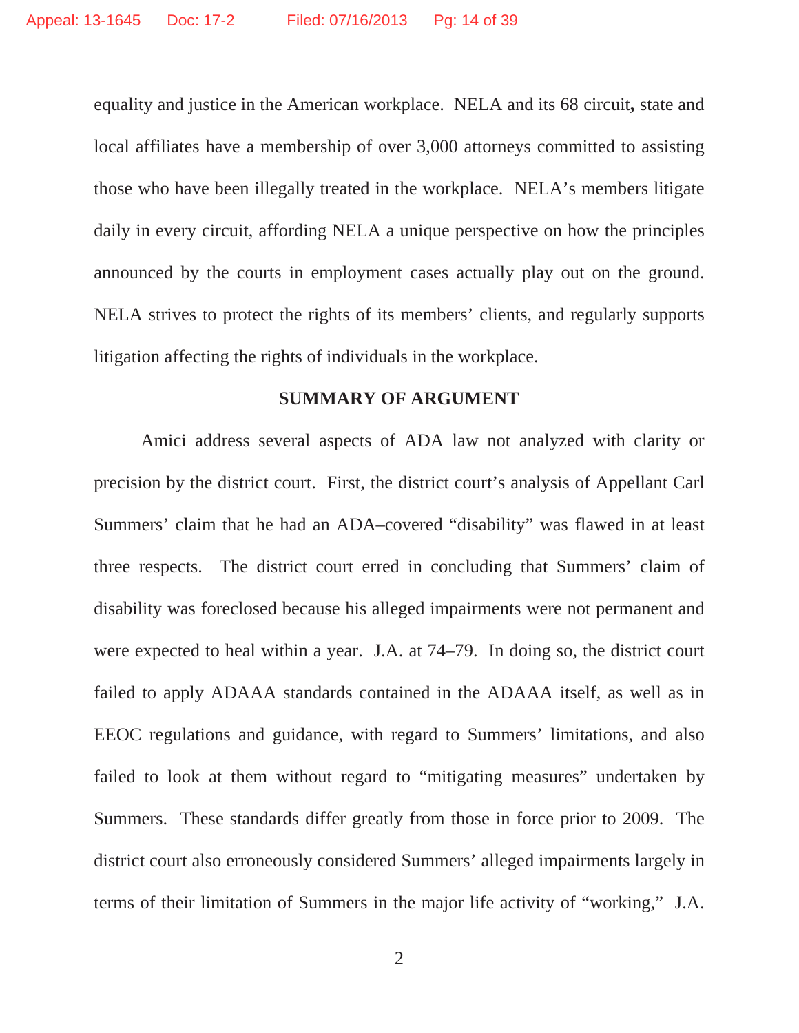equality and justice in the American workplace. NELA and its 68 circuit**,** state and local affiliates have a membership of over 3,000 attorneys committed to assisting those who have been illegally treated in the workplace. NELA's members litigate daily in every circuit, affording NELA a unique perspective on how the principles announced by the courts in employment cases actually play out on the ground. NELA strives to protect the rights of its members' clients, and regularly supports litigation affecting the rights of individuals in the workplace.

## SUMMARY OF ARGUMENT

Amici address several aspects of ADA law not analyzed with clarity or precision by the district court. First, the district court's analysis of Appellant Carl Summers' claim that he had an ADA–covered "disability" was flawed in at least three respects. The district court erred in concluding that Summers' claim of disability was foreclosed because his alleged impairments were not permanent and were expected to heal within a year. J.A. at 74–79. In doing so, the district court failed to apply ADAAA standards contained in the ADAAA itself, as well as in EEOC regulations and guidance, with regard to Summers' limitations, and also failed to look at them without regard to "mitigating measures" undertaken by Summers. These standards differ greatly from those in force prior to 2009. The district court also erroneously considered Summers' alleged impairments largely in terms of their limitation of Summers in the major life activity of "working," J.A.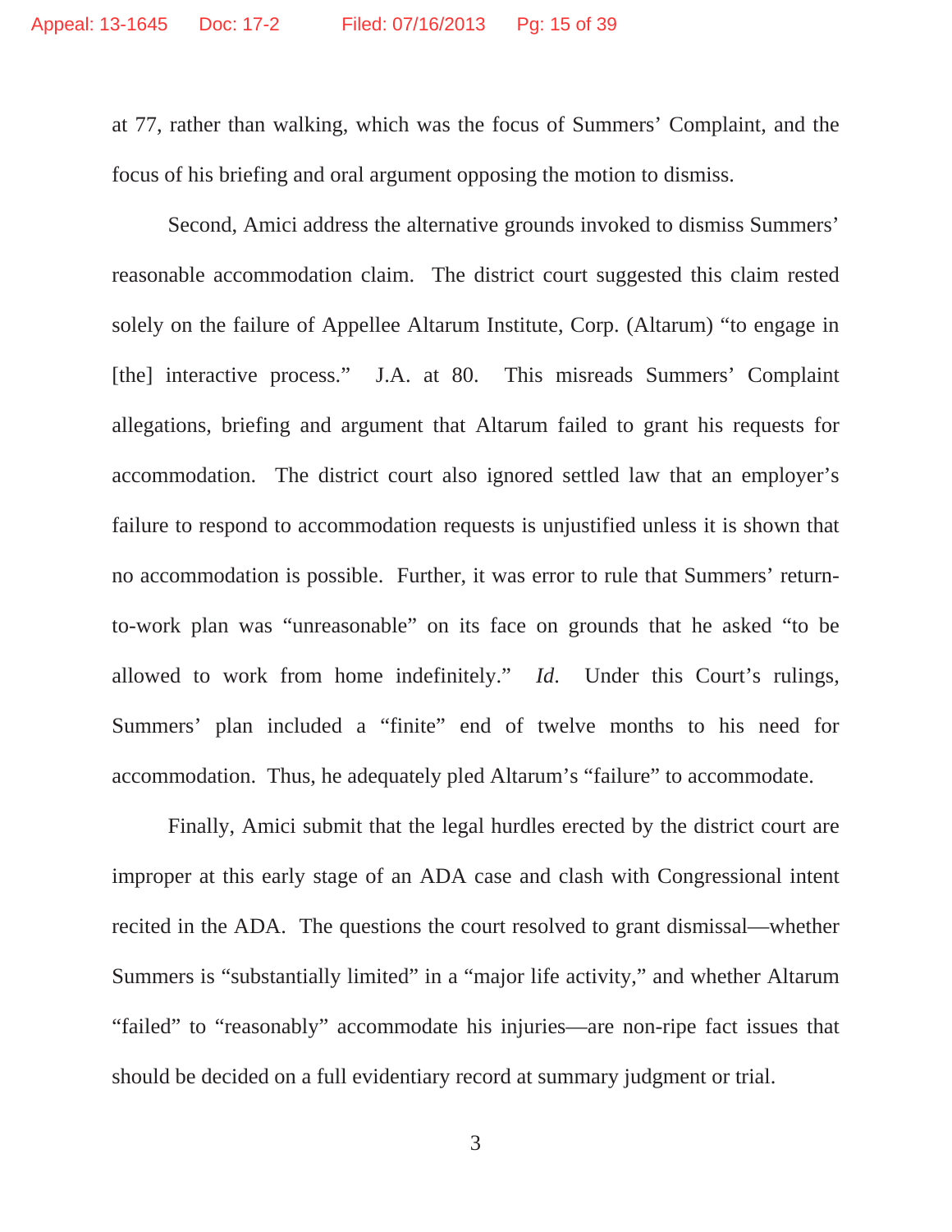at 77, rather than walking, which was the focus of Summers' Complaint, and the focus of his briefing and oral argument opposing the motion to dismiss.

Second, Amici address the alternative grounds invoked to dismiss Summers' reasonable accommodation claim. The district court suggested this claim rested solely on the failure of Appellee Altarum Institute, Corp. (Altarum) "to engage in [the] interactive process." J.A. at 80. This misreads Summers' Complaint allegations, briefing and argument that Altarum failed to grant his requests for accommodation. The district court also ignored settled law that an employer's failure to respond to accommodation requests is unjustified unless it is shown that no accommodation is possible. Further, it was error to rule that Summers' return-to-work plan was "unreasonable" on its face on grounds that he asked "to be allowed to work from home indefinitely." *Id.* Under this Court's rulings, Summers' plan included a "finite" end of twelve months to his need for accommodation. Thus, he adequately pled Altarum's "failure" to accommodate.

Finally, Amici submit that the legal hurdles erected by the district court are improper at this early stage of an ADA case and clash with Congressional intent recited in the ADA. The questions the court resolved to grant dismissal—whether Summers is "substantially limited" in a "major life activity," and whether Altarum "failed" to "reasonably" accommodate his injuries—are non-ripe fact issues that should be decided on a full evidentiary record at summary judgment or trial.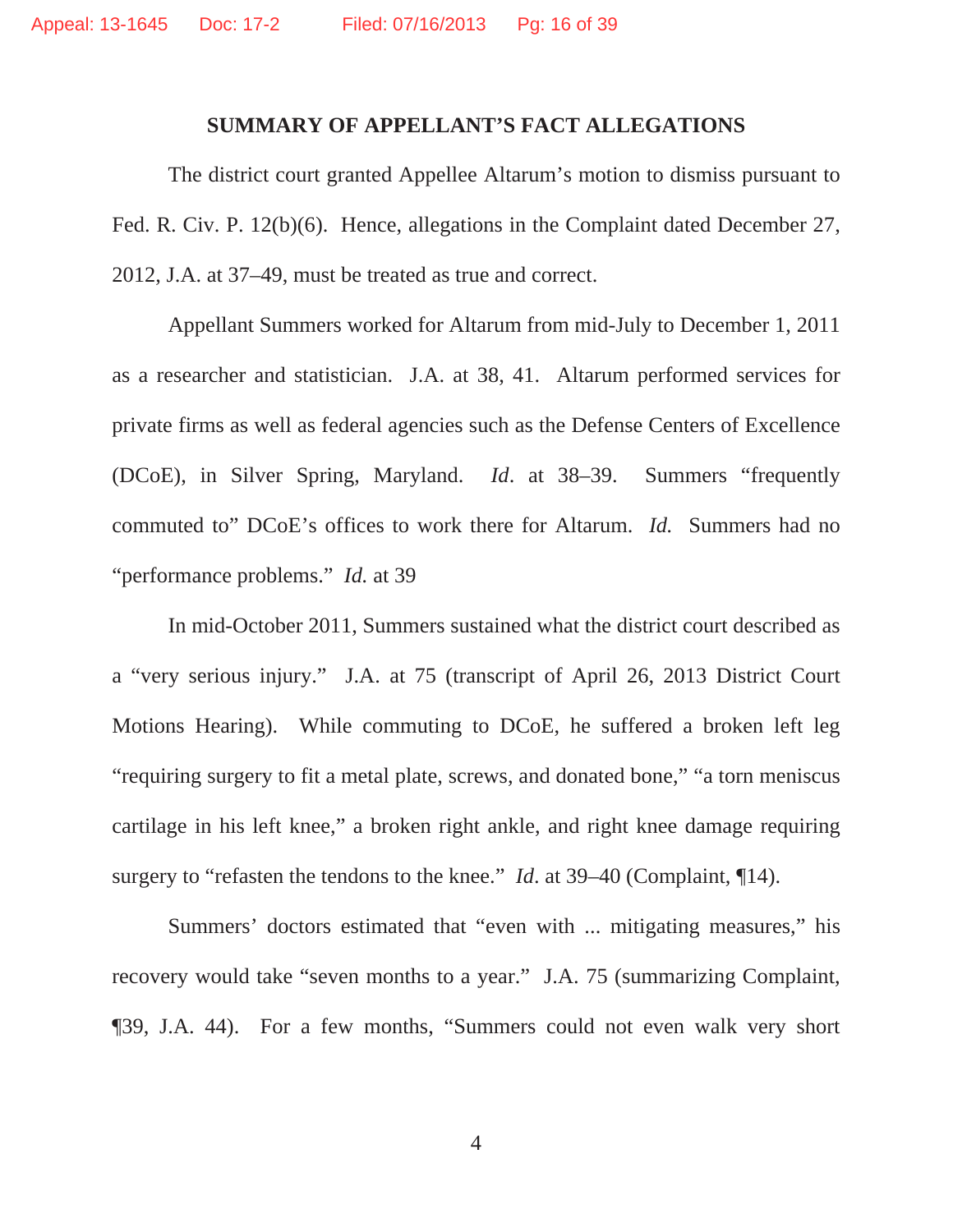## SUMMARY OF APPELLANT'S FACT ALLEGATIONS

The district court granted Appellee Altarum's motion to dismiss pursuant to Fed. R. Civ. P. 12(b)(6). Hence, allegations in the Complaint dated December 27, 2012, J.A. at 37–49, must be treated as true and correct.

Appellant Summers worked for Altarum from mid-July to December 1, 2011 as a researcher and statistician. J.A. at 38, 41. Altarum performed services for private firms as well as federal agencies such as the Defense Centers of Excellence (DCoE), in Silver Spring, Maryland. *Id*. at 38–39. Summers "frequently commuted to" DCoE's offices to work there for Altarum. *Id.* Summers had no "performance problems." *Id.* at 39

In mid-October 2011, Summers sustained what the district court described as a "very serious injury." J.A. at 75 (transcript of April 26, 2013 District Court Motions Hearing). While commuting to DCoE, he suffered a broken left leg "requiring surgery to fit a metal plate, screws, and donated bone," "a torn meniscus cartilage in his left knee," a broken right ankle, and right knee damage requiring surgery to "refasten the tendons to the knee." *Id*. at 39–40 (Complaint, ¶14).

Summers' doctors estimated that "even with ... mitigating measures," his recovery would take "seven months to a year." J.A. 75 (summarizing Complaint, ¶39, J.A. 44). For a few months, "Summers could not even walk very short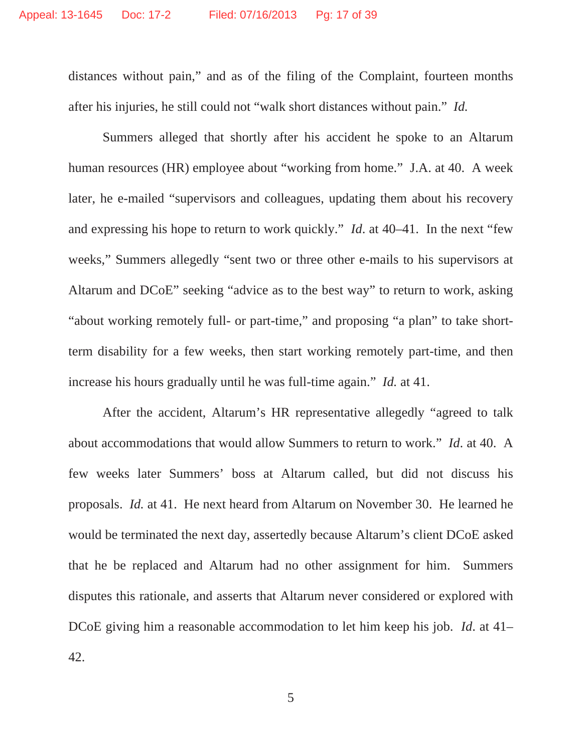distances without pain," and as of the filing of the Complaint, fourteen months after his injuries, he still could not "walk short distances without pain." *Id.*

Summers alleged that shortly after his accident he spoke to an Altarum human resources (HR) employee about "working from home." J.A. at 40. A week later, he e-mailed "supervisors and colleagues, updating them about his recovery and expressing his hope to return to work quickly." *Id*. at 40–41. In the next "few weeks," Summers allegedly "sent two or three other e-mails to his supervisors at Altarum and DCoE" seeking "advice as to the best way" to return to work, asking "about working remotely full- or part-time," and proposing "a plan" to take short-term disability for a few weeks, then start working remotely part-time, and then increase his hours gradually until he was full-time again." *Id.* at 41.

After the accident, Altarum's HR representative allegedly "agreed to talk about accommodations that would allow Summers to return to work." *Id*. at 40. A few weeks later Summers' boss at Altarum called, but did not discuss his proposals. *Id.* at 41. He next heard from Altarum on November 30. He learned he would be terminated the next day, assertedly because Altarum's client DCoE asked that he be replaced and Altarum had no other assignment for him. Summers disputes this rationale, and asserts that Altarum never considered or explored with DCoE giving him a reasonable accommodation to let him keep his job. *Id*. at 41–42.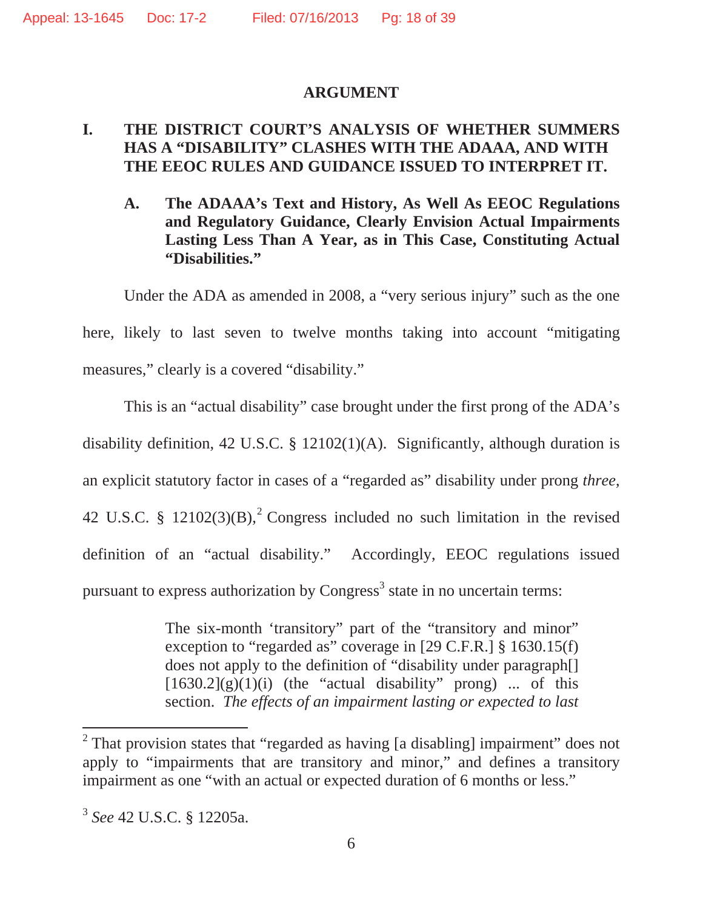## ARGUMENT

### I. THE DISTRICT COURT'S ANALYSIS OF WHETHER SUMMERS HAS A "DISABILITY" CLASHES WITH THE ADAAA, AND WITH THE EEOC RULES AND GUIDANCE ISSUED TO INTERPRET IT.

#### A. The ADAAA's Text and History, As Well As EEOC Regulations and Regulatory Guidance, Clearly Envision Actual Impairments Lasting Less Than A Year, as in This Case, Constituting Actual "Disabilities."

Under the ADA as amended in 2008, a "very serious injury" such as the one here, likely to last seven to twelve months taking into account "mitigating measures," clearly is a covered "disability."

This is an "actual disability" case brought under the first prong of the ADA's disability definition, 42 U.S.C. § 12102(1)(A). Significantly, although duration is an explicit statutory factor in cases of a "regarded as" disability under prong *three*, 42 U.S.C. § 12102(3)(B),[2] Congress included no such limitation in the revised definition of an "actual disability." Accordingly, EEOC regulations issued pursuant to express authorization by Congress[3] state in no uncertain terms:

> The six-month 'transitory" part of the "transitory and minor" exception to "regarded as" coverage in [29 C.F.R.] § 1630.15(f) does not apply to the definition of "disability under paragraph[] [1630.2](g)(1)(i) (the "actual disability" prong) ... of this section. *The effects of an impairment lasting or expected to last*

---

[2] That provision states that "regarded as having [a disabling] impairment" does not apply to "impairments that are transitory and minor," and defines a transitory impairment as one "with an actual or expected duration of 6 months or less."

[3] *See* 42 U.S.C. § 12205a.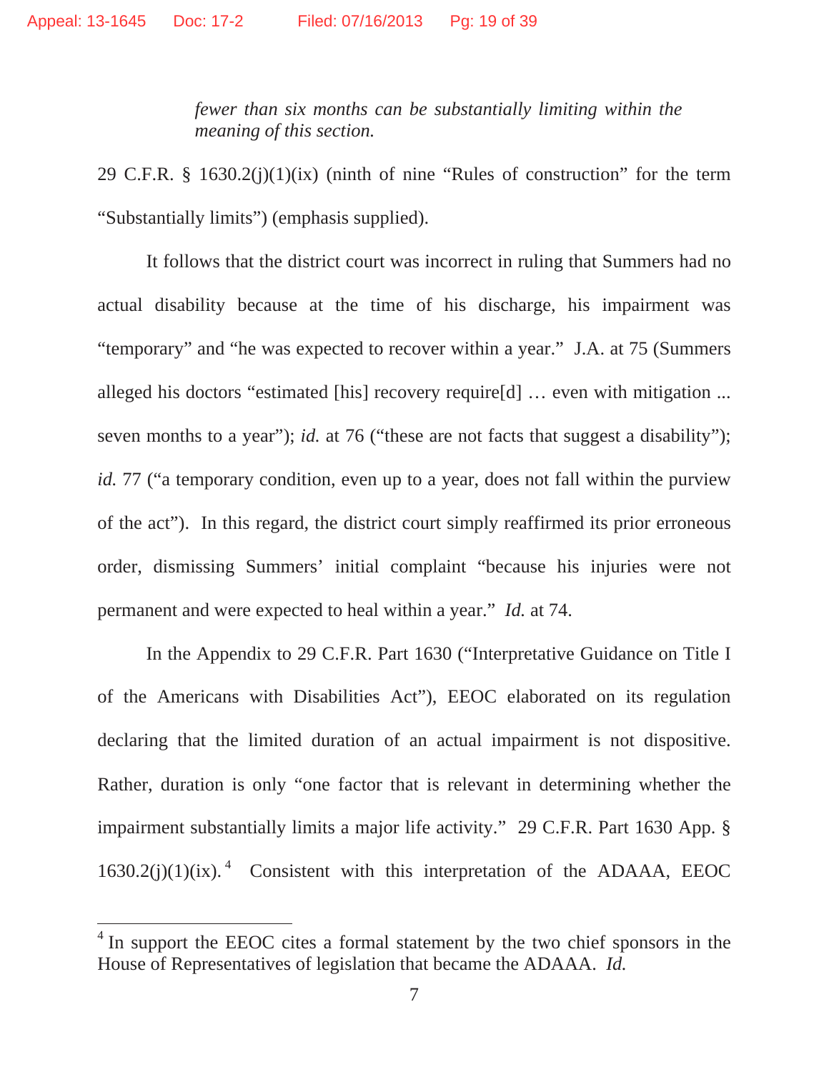> *fewer than six months can be substantially limiting within the meaning of this section.*

29 C.F.R. § 1630.2(j)(1)(ix) (ninth of nine "Rules of construction" for the term "Substantially limits") (emphasis supplied).

It follows that the district court was incorrect in ruling that Summers had no actual disability because at the time of his discharge, his impairment was "temporary" and "he was expected to recover within a year." J.A. at 75 (Summers alleged his doctors "estimated [his] recovery require[d] … even with mitigation ... seven months to a year"); *id.* at 76 ("these are not facts that suggest a disability"); *id.* 77 ("a temporary condition, even up to a year, does not fall within the purview of the act"). In this regard, the district court simply reaffirmed its prior erroneous order, dismissing Summers' initial complaint "because his injuries were not permanent and were expected to heal within a year." *Id.* at 74.

In the Appendix to 29 C.F.R. Part 1630 ("Interpretative Guidance on Title I of the Americans with Disabilities Act"), EEOC elaborated on its regulation declaring that the limited duration of an actual impairment is not dispositive. Rather, duration is only "one factor that is relevant in determining whether the impairment substantially limits a major life activity." 29 C.F.R. Part 1630 App. § 1630.2(j)(1)(ix).[4] Consistent with this interpretation of the ADAAA, EEOC

[4] In support the EEOC cites a formal statement by the two chief sponsors in the House of Representatives of legislation that became the ADAAA. *Id.*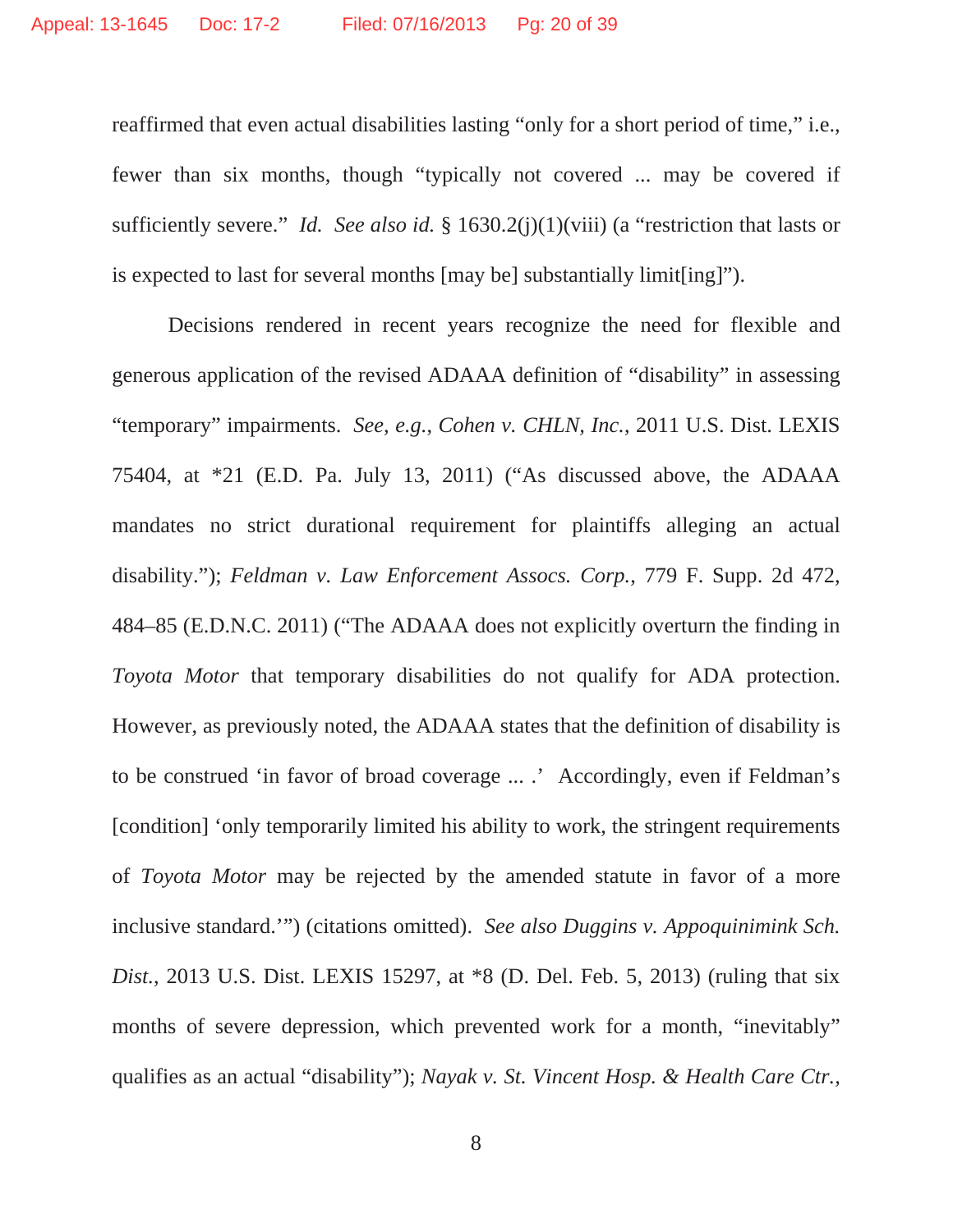reaffirmed that even actual disabilities lasting "only for a short period of time," i.e., fewer than six months, though "typically not covered ... may be covered if sufficiently severe." *Id.* *See also id.* § 1630.2(j)(1)(viii) (a "restriction that lasts or is expected to last for several months [may be] substantially limit[ing]").

Decisions rendered in recent years recognize the need for flexible and generous application of the revised ADAAA definition of "disability" in assessing "temporary" impairments. *See, e.g.*, *Cohen v. CHLN, Inc.*, 2011 U.S. Dist. LEXIS 75404, at *21 (E.D. Pa. July 13, 2011) ("As discussed above, the ADAAA mandates no strict durational requirement for plaintiffs alleging an actual disability."); *Feldman v. Law Enforcement Assocs. Corp.*, 779 F. Supp. 2d 472, 484–85 (E.D.N.C. 2011) ("The ADAAA does not explicitly overturn the finding in *Toyota Motor* that temporary disabilities do not qualify for ADA protection. However, as previously noted, the ADAAA states that the definition of disability is to be construed 'in favor of broad coverage ... .' Accordingly, even if Feldman's [condition] 'only temporarily limited his ability to work, the stringent requirements of *Toyota Motor* may be rejected by the amended statute in favor of a more inclusive standard.'") (citations omitted). *See also Duggins v. Appoquinimink Sch. Dist.*, 2013 U.S. Dist. LEXIS 15297, at *8 (D. Del. Feb. 5, 2013) (ruling that six months of severe depression, which prevented work for a month, "inevitably" qualifies as an actual "disability"); *Nayak v. St. Vincent Hosp. & Health Care Ctr.*,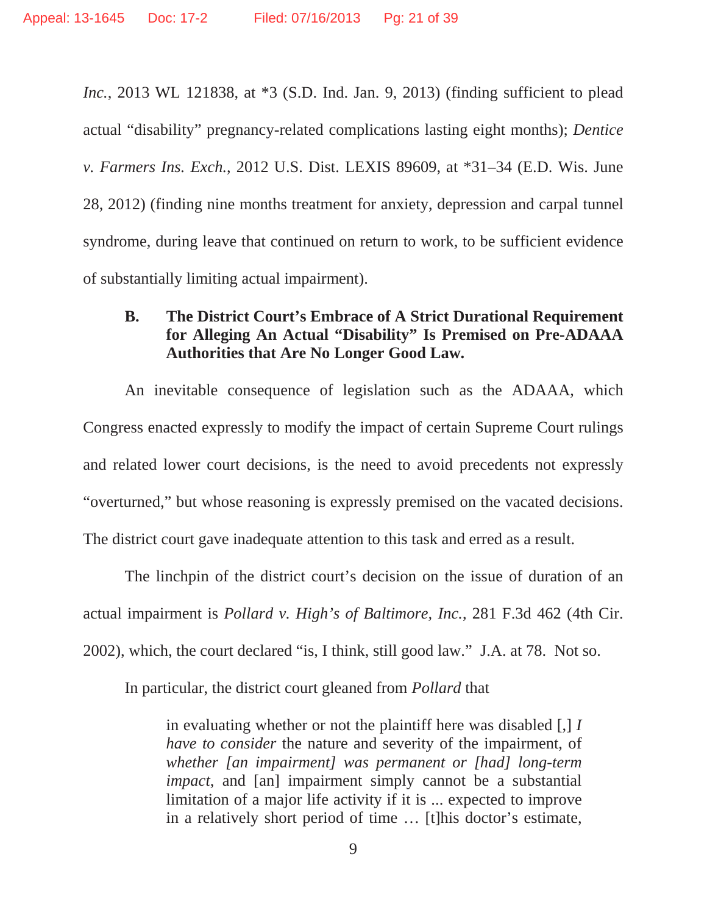*Inc.*, 2013 WL 121838, at *3 (S.D. Ind. Jan. 9, 2013) (finding sufficient to plead actual "disability" pregnancy-related complications lasting eight months); *Dentice v. Farmers Ins. Exch.*, 2012 U.S. Dist. LEXIS 89609, at *31–34 (E.D. Wis. June 28, 2012) (finding nine months treatment for anxiety, depression and carpal tunnel syndrome, during leave that continued on return to work, to be sufficient evidence of substantially limiting actual impairment).

### B. The District Court's Embrace of A Strict Durational Requirement for Alleging An Actual "Disability" Is Premised on Pre-ADAAA Authorities that Are No Longer Good Law.

An inevitable consequence of legislation such as the ADAAA, which Congress enacted expressly to modify the impact of certain Supreme Court rulings and related lower court decisions, is the need to avoid precedents not expressly "overturned," but whose reasoning is expressly premised on the vacated decisions. The district court gave inadequate attention to this task and erred as a result.

The linchpin of the district court's decision on the issue of duration of an actual impairment is *Pollard v. High's of Baltimore, Inc.*, 281 F.3d 462 (4th Cir. 2002), which, the court declared "is, I think, still good law." J.A. at 78. Not so.

In particular, the district court gleaned from *Pollard* that

> in evaluating whether or not the plaintiff here was disabled [,] *I have to consider* the nature and severity of the impairment, of *whether [an impairment] was permanent or [had] long-term impact*, and [an] impairment simply cannot be a substantial limitation of a major life activity if it is ... expected to improve in a relatively short period of time … [t]his doctor's estimate,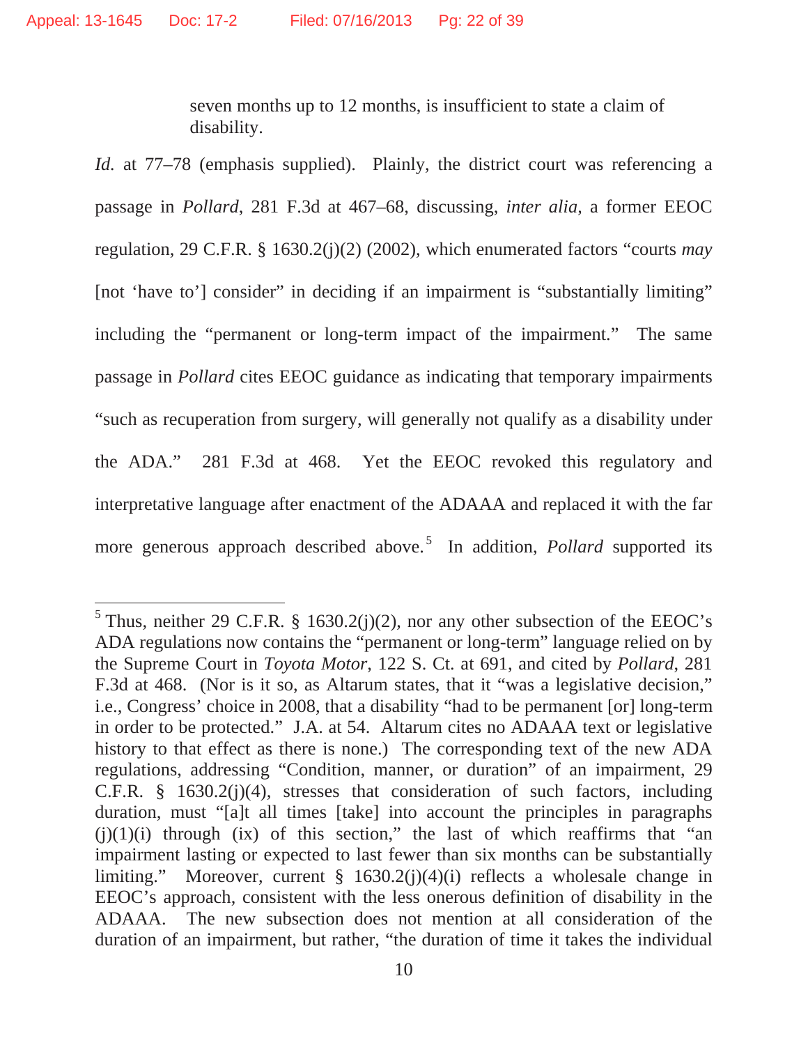> seven months up to 12 months, is insufficient to state a claim of disability.

*Id.* at 77–78 (emphasis supplied). Plainly, the district court was referencing a passage in *Pollard*, 281 F.3d at 467–68, discussing, *inter alia*, a former EEOC regulation, 29 C.F.R. § 1630.2(j)(2) (2002), which enumerated factors "courts *may* [not 'have to'] consider" in deciding if an impairment is "substantially limiting" including the "permanent or long-term impact of the impairment." The same passage in *Pollard* cites EEOC guidance as indicating that temporary impairments "such as recuperation from surgery, will generally not qualify as a disability under the ADA." 281 F.3d at 468. Yet the EEOC revoked this regulatory and interpretative language after enactment of the ADAAA and replaced it with the far more generous approach described above.[5] In addition, *Pollard* supported its

[5] Thus, neither 29 C.F.R. § 1630.2(j)(2), nor any other subsection of the EEOC's ADA regulations now contains the "permanent or long-term" language relied on by the Supreme Court in *Toyota Motor*, 122 S. Ct. at 691, and cited by *Pollard*, 281 F.3d at 468. (Nor is it so, as Altarum states, that it "was a legislative decision," i.e., Congress' choice in 2008, that a disability "had to be permanent [or] long-term in order to be protected." J.A. at 54. Altarum cites no ADAAA text or legislative history to that effect as there is none.) The corresponding text of the new ADA regulations, addressing "Condition, manner, or duration" of an impairment, 29 C.F.R. § 1630.2(j)(4), stresses that consideration of such factors, including duration, must "[a]t all times [take] into account the principles in paragraphs (j)(1)(i) through (ix) of this section," the last of which reaffirms that "an impairment lasting or expected to last fewer than six months can be substantially limiting." Moreover, current § 1630.2(j)(4)(i) reflects a wholesale change in EEOC's approach, consistent with the less onerous definition of disability in the ADAAA. The new subsection does not mention at all consideration of the duration of an impairment, but rather, "the duration of time it takes the individual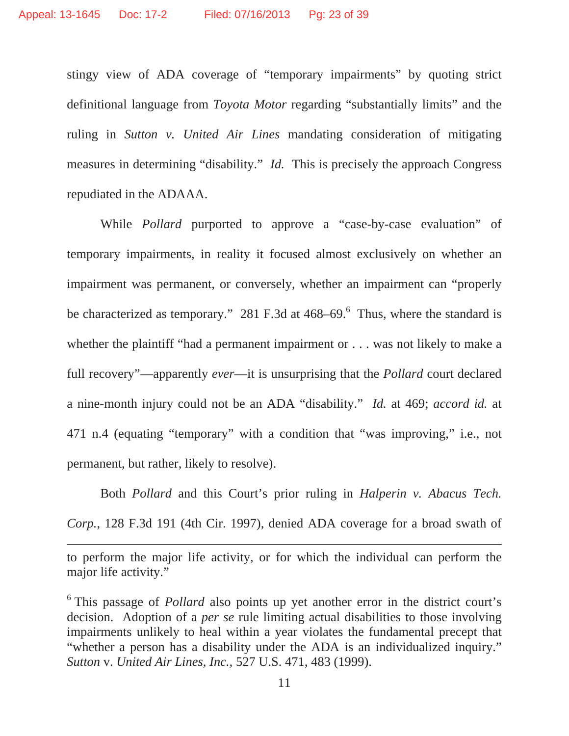stingy view of ADA coverage of "temporary impairments" by quoting strict definitional language from *Toyota Motor* regarding "substantially limits" and the ruling in *Sutton v. United Air Lines* mandating consideration of mitigating measures in determining "disability." *Id.* This is precisely the approach Congress repudiated in the ADAAA.

While *Pollard* purported to approve a "case-by-case evaluation" of temporary impairments, in reality it focused almost exclusively on whether an impairment was permanent, or conversely, whether an impairment can "properly be characterized as temporary." 281 F.3d at 468–69.[6] Thus, where the standard is whether the plaintiff "had a permanent impairment or . . . was not likely to make a full recovery"—apparently *ever*—it is unsurprising that the *Pollard* court declared a nine-month injury could not be an ADA "disability." *Id.* at 469; *accord id.* at 471 n.4 (equating "temporary" with a condition that "was improving," i.e., not permanent, but rather, likely to resolve).

Both *Pollard* and this Court's prior ruling in *Halperin v. Abacus Tech. Corp.*, 128 F.3d 191 (4th Cir. 1997), denied ADA coverage for a broad swath of

---

to perform the major life activity, or for which the individual can perform the major life activity."

[6] This passage of *Pollard* also points up yet another error in the district court's decision. Adoption of a *per se* rule limiting actual disabilities to those involving impairments unlikely to heal within a year violates the fundamental precept that "whether a person has a disability under the ADA is an individualized inquiry." *Sutton* v. *United Air Lines, Inc.*, 527 U.S. 471, 483 (1999).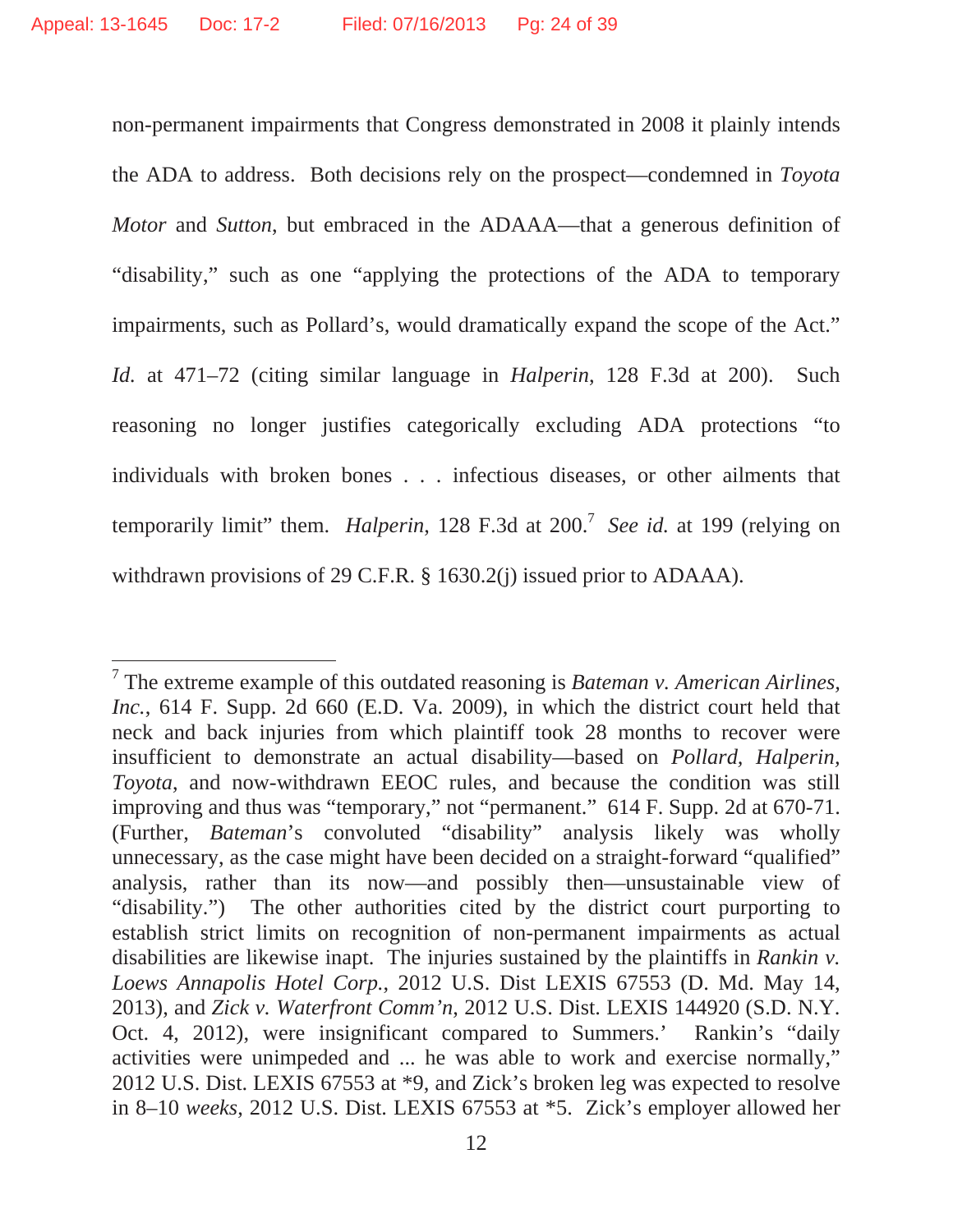non-permanent impairments that Congress demonstrated in 2008 it plainly intends the ADA to address. Both decisions rely on the prospect—condemned in *Toyota Motor* and *Sutton*, but embraced in the ADAAA—that a generous definition of "disability," such as one "applying the protections of the ADA to temporary impairments, such as Pollard's, would dramatically expand the scope of the Act." *Id.* at 471–72 (citing similar language in *Halperin*, 128 F.3d at 200). Such reasoning no longer justifies categorically excluding ADA protections "to individuals with broken bones . . . infectious diseases, or other ailments that temporarily limit" them. *Halperin*, 128 F.3d at 200.[7] *See id.* at 199 (relying on withdrawn provisions of 29 C.F.R. § 1630.2(j) issued prior to ADAAA).

---

[7] The extreme example of this outdated reasoning is *Bateman v. American Airlines, Inc.*, 614 F. Supp. 2d 660 (E.D. Va. 2009), in which the district court held that neck and back injuries from which plaintiff took 28 months to recover were insufficient to demonstrate an actual disability—based on *Pollard*, *Halperin*, *Toyota*, and now-withdrawn EEOC rules, and because the condition was still improving and thus was "temporary," not "permanent." 614 F. Supp. 2d at 670-71. (Further, *Bateman*'s convoluted "disability" analysis likely was wholly unnecessary, as the case might have been decided on a straight-forward "qualified" analysis, rather than its now—and possibly then—unsustainable view of "disability.") The other authorities cited by the district court purporting to establish strict limits on recognition of non-permanent impairments as actual disabilities are likewise inapt. The injuries sustained by the plaintiffs in *Rankin v. Loews Annapolis Hotel Corp.*, 2012 U.S. Dist LEXIS 67553 (D. Md. May 14, 2013), and *Zick v. Waterfront Comm'n*, 2012 U.S. Dist. LEXIS 144920 (S.D. N.Y. Oct. 4, 2012), were insignificant compared to Summers.' Rankin's "daily activities were unimpeded and ... he was able to work and exercise normally," 2012 U.S. Dist. LEXIS 67553 at *9, and Zick's broken leg was expected to resolve in 8–10 *weeks*, 2012 U.S. Dist. LEXIS 67553 at *5. Zick's employer allowed her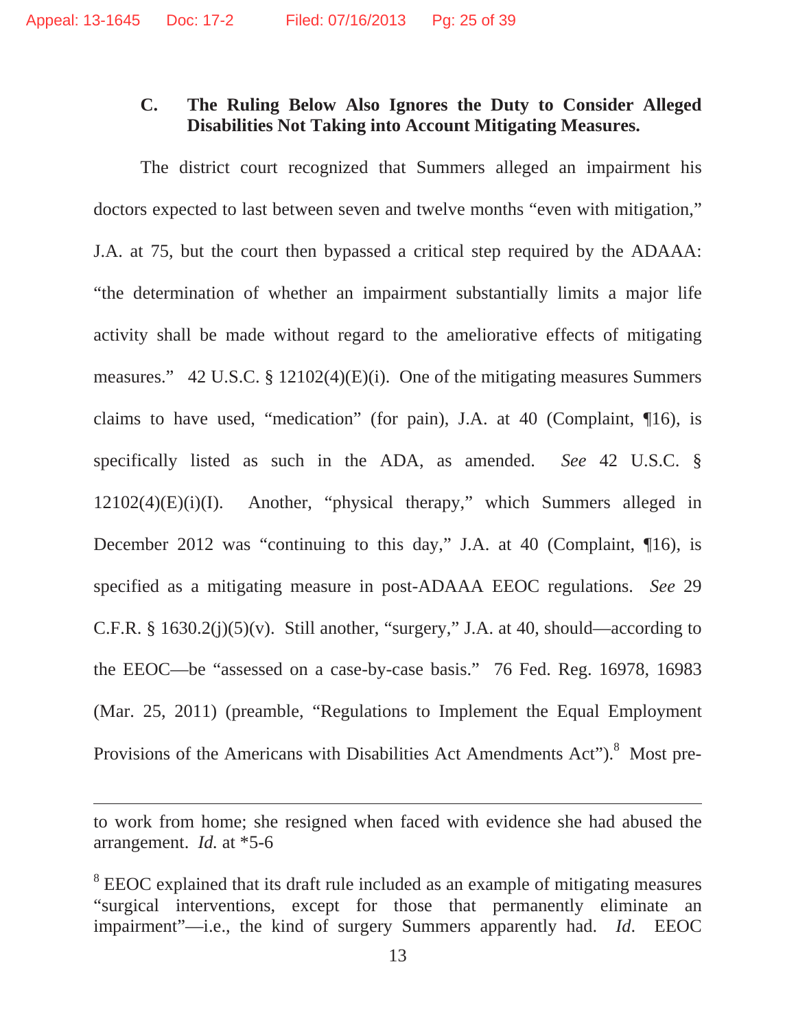### C. The Ruling Below Also Ignores the Duty to Consider Alleged Disabilities Not Taking into Account Mitigating Measures.

The district court recognized that Summers alleged an impairment his doctors expected to last between seven and twelve months "even with mitigation," J.A. at 75, but the court then bypassed a critical step required by the ADAAA: "the determination of whether an impairment substantially limits a major life activity shall be made without regard to the ameliorative effects of mitigating measures." 42 U.S.C. § 12102(4)(E)(i). One of the mitigating measures Summers claims to have used, "medication" (for pain), J.A. at 40 (Complaint, ¶16), is specifically listed as such in the ADA, as amended. *See* 42 U.S.C. § 12102(4)(E)(i)(I). Another, "physical therapy," which Summers alleged in December 2012 was "continuing to this day," J.A. at 40 (Complaint, ¶16), is specified as a mitigating measure in post-ADAAA EEOC regulations. *See* 29 C.F.R. § 1630.2(j)(5)(v). Still another, "surgery," J.A. at 40, should—according to the EEOC—be "assessed on a case-by-case basis." 76 Fed. Reg. 16978, 16983 (Mar. 25, 2011) (preamble, "Regulations to Implement the Equal Employment Provisions of the Americans with Disabilities Act Amendment Act").[8] Most pre-

---

to work from home; she resigned when faced with evidence she had abused the arrangement. *Id.* at *5-6

[8] EEOC explained that its draft rule included as an example of mitigating measures "surgical interventions, except for those that permanently eliminate an impairment"—i.e., the kind of surgery Summers apparently had. *Id*. EEOC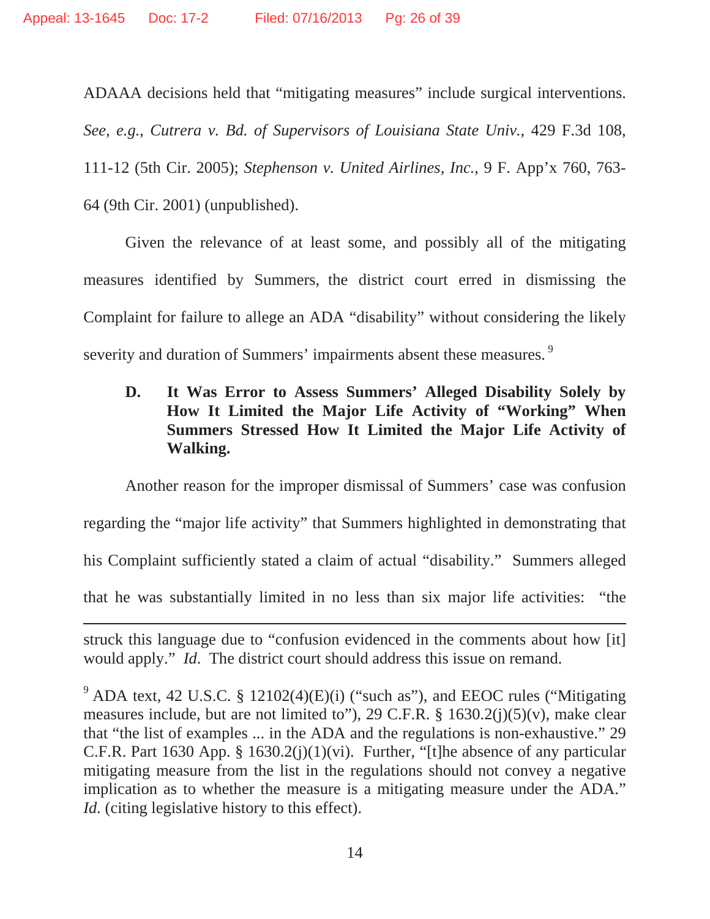ADAAA decisions held that "mitigating measures" include surgical interventions. *See, e.g.*, *Cutrera v. Bd. of Supervisors of Louisiana State Univ.*, 429 F.3d 108, 111-12 (5th Cir. 2005); *Stephenson v. United Airlines, Inc.*, 9 F. App'x 760, 763-64 (9th Cir. 2001) (unpublished).

Given the relevance of at least some, and possibly all of the mitigating measures identified by Summers, the district court erred in dismissing the Complaint for failure to allege an ADA "disability" without considering the likely severity and duration of Summers' impairments absent these measures.[9]

### D. It Was Error to Assess Summers' Alleged Disability Solely by How It Limited the Major Life Activity of "Working" When Summers Stressed How It Limited the Major Life Activity of Walking.

Another reason for the improper dismissal of Summers' case was confusion regarding the "major life activity" that Summers highlighted in demonstrating that his Complaint sufficiently stated a claim of actual "disability." Summers alleged that he was substantially limited in no less than six major life activities: "the

---

struck this language due to "confusion evidenced in the comments about how [it] would apply." *Id*. The district court should address this issue on remand.

[9] ADA text, 42 U.S.C. § 12102(4)(E)(i) ("such as"), and EEOC rules ("Mitigating measures include, but are not limited to"), 29 C.F.R. § 1630.2(j)(5)(v), make clear that "the list of examples ... in the ADA and the regulations is non-exhaustive." 29 C.F.R. Part 1630 App. § 1630.2(j)(1)(vi). Further, "[t]he absence of any particular mitigating measure from the list in the regulations should not convey a negative implication as to whether the measure is a mitigating measure under the ADA." *Id.* (citing legislative history to this effect).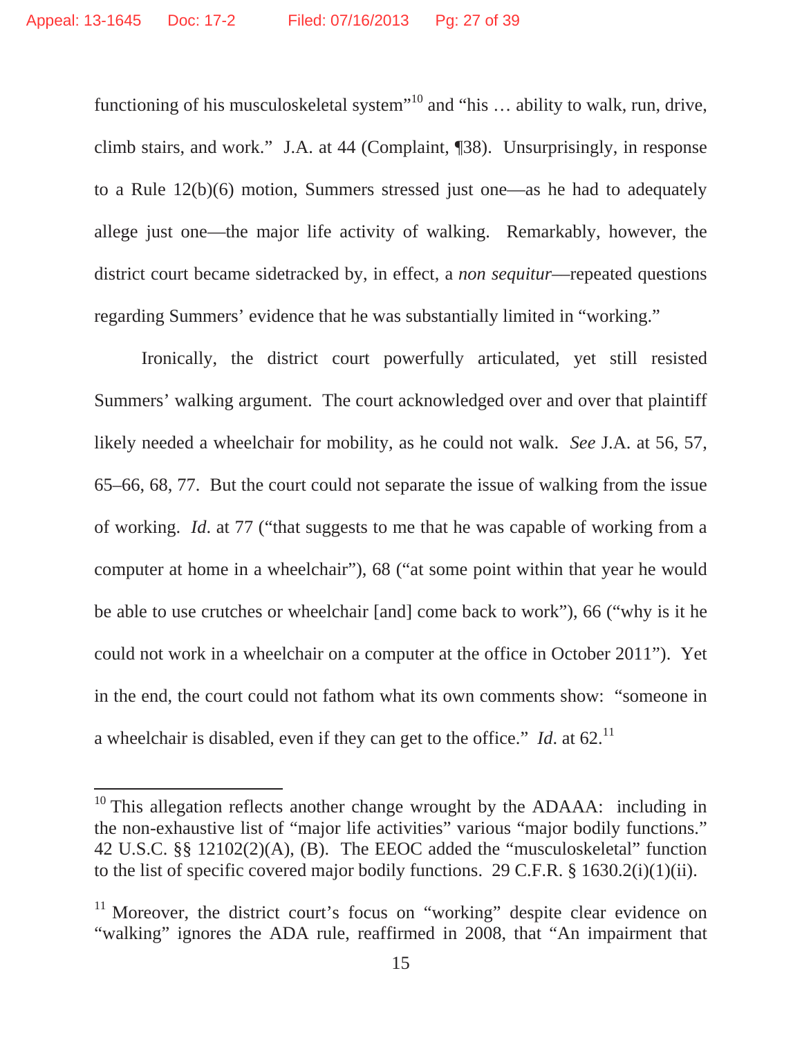functioning of his musculoskeletal system"[10] and "his … ability to walk, run, drive, climb stairs, and work." J.A. at 44 (Complaint, ¶38). Unsurprisingly, in response to a Rule 12(b)(6) motion, Summers stressed just one—as he had to adequately allege just one—the major life activity of walking. Remarkably, however, the district court became sidetracked by, in effect, a *non sequitur*—repeated questions regarding Summers' evidence that he was substantially limited in "working."

Ironically, the district court powerfully articulated, yet still resisted Summers' walking argument. The court acknowledged over and over that plaintiff likely needed a wheelchair for mobility, as he could not walk. *See* J.A. at 56, 57, 65–66, 68, 77. But the court could not separate the issue of walking from the issue of working. *Id.* at 77 ("that suggests to me that he was capable of working from a computer at home in a wheelchair"), 68 ("at some point within that year he would be able to use crutches or wheelchair [and] come back to work"), 66 ("why is it he could not work in a wheelchair on a computer at the office in October 2011"). Yet in the end, the court could not fathom what its own comments show: "someone in a wheelchair is disabled, even if they can get to the office." *Id.* at 62.[11]

---

[10] This allegation reflects another change wrought by the ADAAA: including in the non-exhaustive list of "major life activities" various "major bodily functions." 42 U.S.C. §§ 12102(2)(A), (B). The EEOC added the "musculoskeletal" function to the list of specific covered major bodily functions. 29 C.F.R. § 1630.2(i)(1)(ii).

[11] Moreover, the district court's focus on "working" despite clear evidence on "walking" ignores the ADA rule, reaffirmed in 2008, that "An impairment that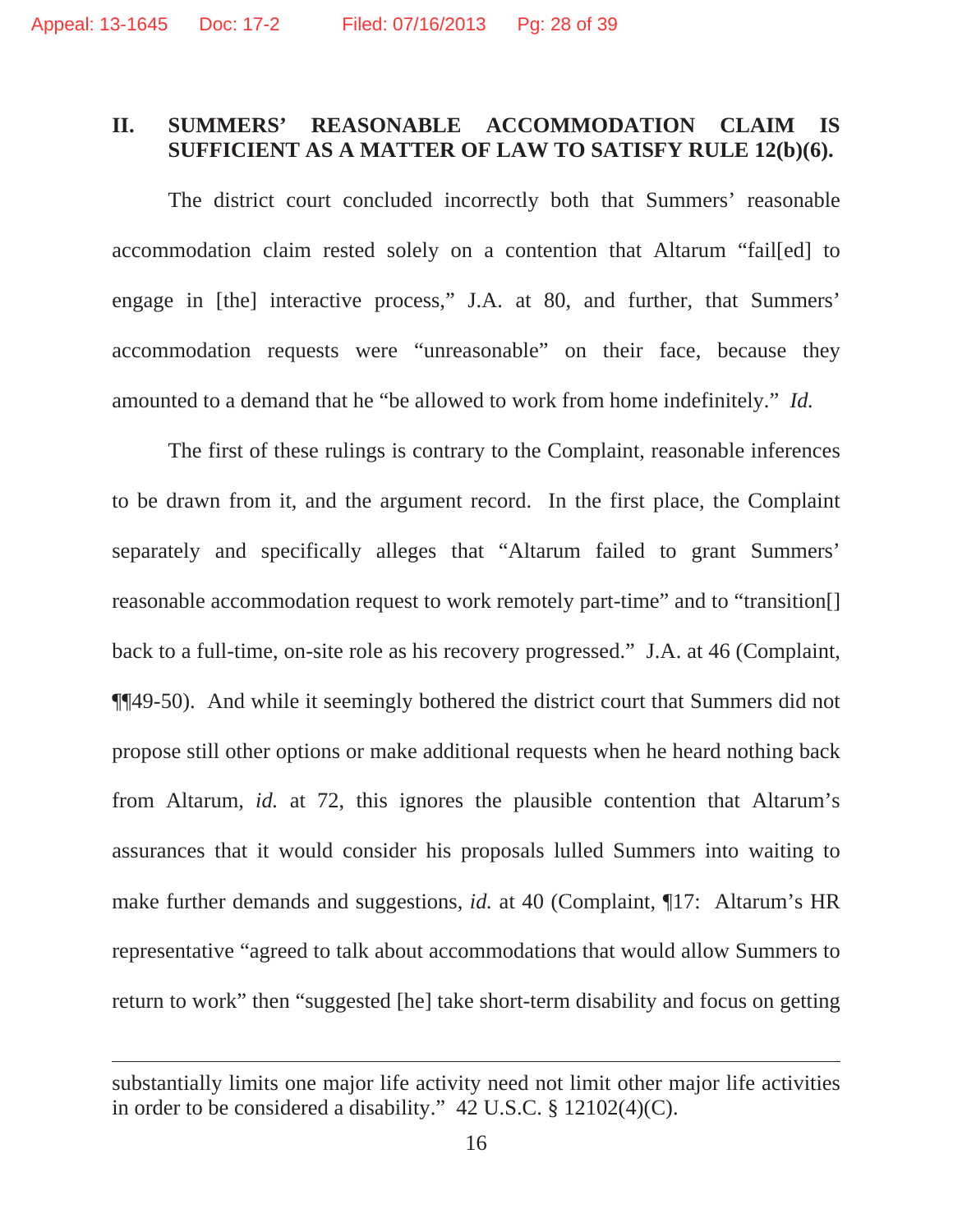## II. SUMMERS' REASONABLE ACCOMMODATION CLAIM IS SUFFICIENT AS A MATTER OF LAW TO SATISFY RULE 12(b)(6).

The district court concluded incorrectly both that Summers' reasonable accommodation claim rested solely on a contention that Altarum "fail[ed] to engage in [the] interactive process," J.A. at 80, and further, that Summers' accommodation requests were "unreasonable" on their face, because they amounted to a demand that he "be allowed to work from home indefinitely." *Id.*

The first of these rulings is contrary to the Complaint, reasonable inferences to be drawn from it, and the argument record. In the first place, the Complaint separately and specifically alleges that "Altarum failed to grant Summers' reasonable accommodation request to work remotely part-time" and to "transition[] back to a full-time, on-site role as his recovery progressed." J.A. at 46 (Complaint, ¶¶49-50). And while it seemingly bothered the district court that Summers did not propose still other options or make additional requests when he heard nothing back from Altarum, *id.* at 72, this ignores the plausible contention that Altarum's assurances that it would consider his proposals lulled Summers into waiting to make further demands and suggestions, *id.* at 40 (Complaint, ¶17: Altarum's HR representative "agreed to talk about accommodations that would allow Summers to return to work" then "suggested [he] take short-term disability and focus on getting

---

substantially limits one major life activity need not limit other major life activities in order to be considered a disability." 42 U.S.C. § 12102(4)(C).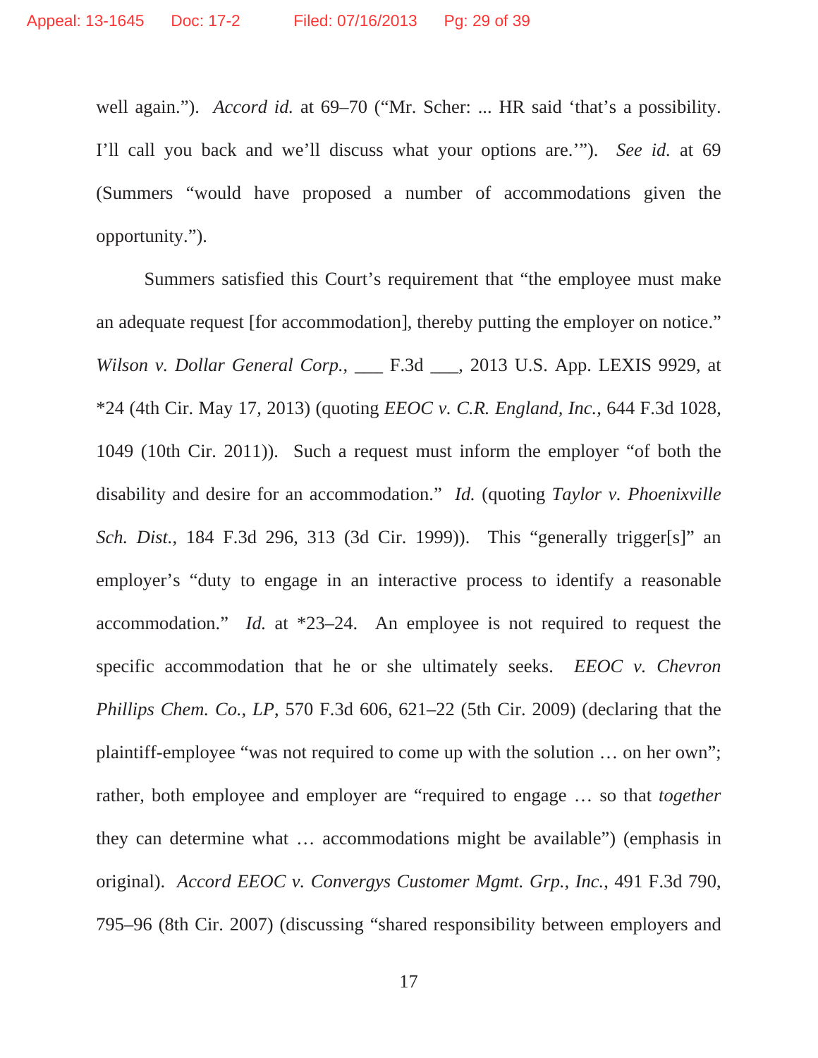well again."). *Accord id.* at 69–70 ("Mr. Scher: ... HR said 'that's a possibility. I'll call you back and we'll discuss what your options are.'"). *See id.* at 69 (Summers "would have proposed a number of accommodations given the opportunity.").

Summers satisfied this Court's requirement that "the employee must make an adequate request [for accommodation], thereby putting the employer on notice." *Wilson v. Dollar General Corp.*, ___ F.3d ___, 2013 U.S. App. LEXIS 9929, at *24 (4th Cir. May 17, 2013) (quoting *EEOC v. C.R. England, Inc.*, 644 F.3d 1028, 1049 (10th Cir. 2011)). Such a request must inform the employer "of both the disability and desire for an accommodation." *Id.* (quoting *Taylor v. Phoenixville Sch. Dist.*, 184 F.3d 296, 313 (3d Cir. 1999)). This "generally trigger[s]" an employer's "duty to engage in an interactive process to identify a reasonable accommodation." *Id.* at *23–24. An employee is not required to request the specific accommodation that he or she ultimately seeks. *EEOC v. Chevron Phillips Chem. Co., LP*, 570 F.3d 606, 621–22 (5th Cir. 2009) (declaring that the plaintiff-employee "was not required to come up with the solution … on her own"; rather, both employee and employer are "required to engage … so that *together* they can determine what … accommodations might be available") (emphasis in original). *Accord EEOC v. Convergys Customer Mgmt. Grp., Inc.*, 491 F.3d 790, 795–96 (8th Cir. 2007) (discussing "shared responsibility between employers and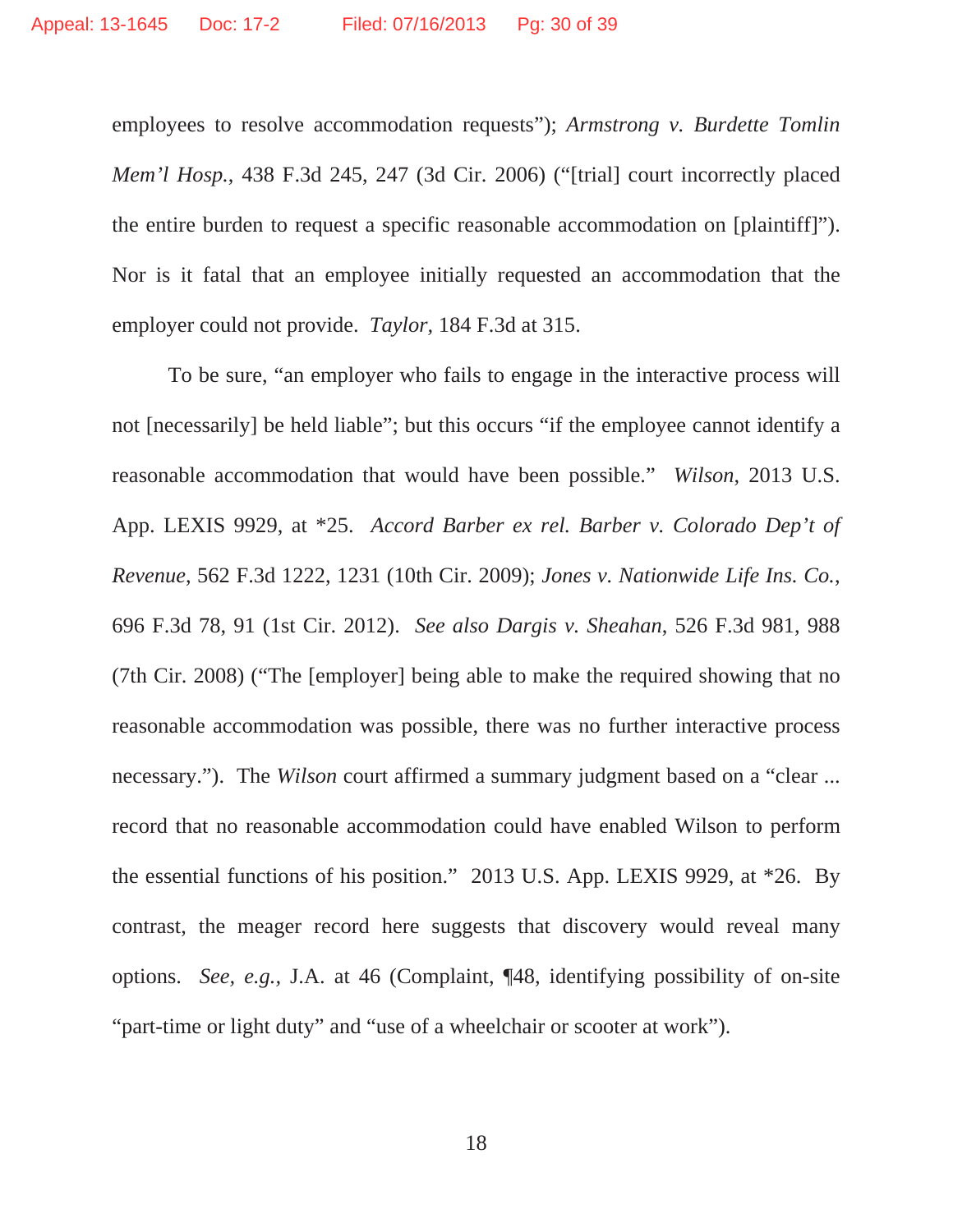employees to resolve accommodation requests"); *Armstrong v. Burdette Tomlin Mem'l Hosp.*, 438 F.3d 245, 247 (3d Cir. 2006) ("[trial] court incorrectly placed the entire burden to request a specific reasonable accommodation on [plaintiff]"). Nor is it fatal that an employee initially requested an accommodation that the employer could not provide. *Taylor*, 184 F.3d at 315.

To be sure, "an employer who fails to engage in the interactive process will not [necessarily] be held liable"; but this occurs "if the employee cannot identify a reasonable accommodation that would have been possible." *Wilson*, 2013 U.S. App. LEXIS 9929, at *25. *Accord Barber ex rel. Barber v. Colorado Dep't of Revenue*, 562 F.3d 1222, 1231 (10th Cir. 2009); *Jones v. Nationwide Life Ins. Co.*, 696 F.3d 78, 91 (1st Cir. 2012). *See also Dargis v. Sheahan*, 526 F.3d 981, 988 (7th Cir. 2008) ("The [employer] being able to make the required showing that no reasonable accommodation was possible, there was no further interactive process necessary."). The *Wilson* court affirmed a summary judgment based on a "clear ... record that no reasonable accommodation could have enabled Wilson to perform the essential functions of his position." 2013 U.S. App. LEXIS 9929, at *26. By contrast, the meager record here suggests that discovery would reveal many options. *See, e.g.*, J.A. at 46 (Complaint, ¶48, identifying possibility of on-site "part-time or light duty" and "use of a wheelchair or scooter at work").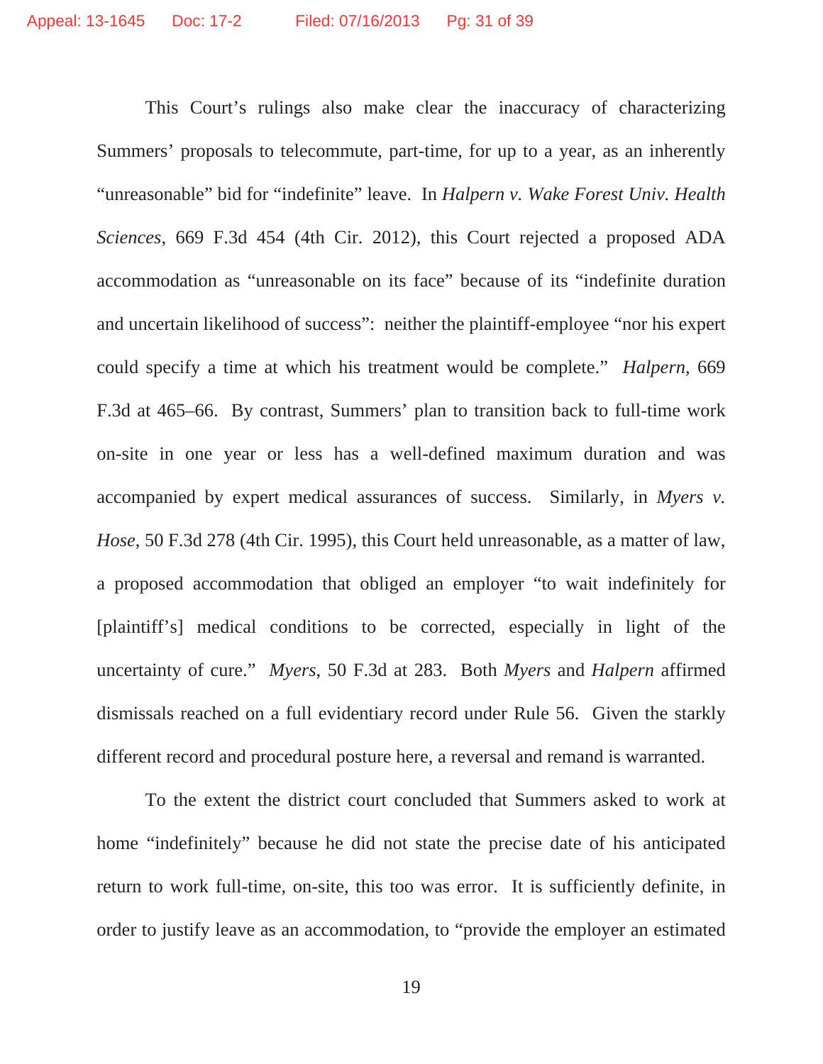This Court's rulings also make clear the inaccuracy of characterizing Summers' proposals to telecommute, part-time, for up to a year, as an inherently "unreasonable" bid for "indefinite" leave. In *Halpern v. Wake Forest Univ. Health Sciences*, 669 F.3d 454 (4th Cir. 2012), this Court rejected a proposed ADA accommodation as "unreasonable on its face" because of its "indefinite duration and uncertain likelihood of success": neither the plaintiff-employee "nor his expert could specify a time at which his treatment would be complete." *Halpern*, 669 F.3d at 465–66. By contrast, Summers' plan to transition back to full-time work on-site in one year or less has a well-defined maximum duration and was accompanied by expert medical assurances of success. Similarly, in *Myers v. Hose*, 50 F.3d 278 (4th Cir. 1995), this Court held unreasonable, as a matter of law, a proposed accommodation that obliged an employer "to wait indefinitely for [plaintiff's] medical conditions to be corrected, especially in light of the uncertainty of cure." *Myers*, 50 F.3d at 283. Both *Myers* and *Halpern* affirmed dismissals reached on a full evidentiary record under Rule 56. Given the starkly different record and procedural posture here, a reversal and remand is warranted.

To the extent the district court concluded that Summers asked to work at home "indefinitely" because he did not state the precise date of his anticipated return to work full-time, on-site, this too was error. It is sufficiently definite, in order to justify leave as an accommodation, to "provide the employer an estimated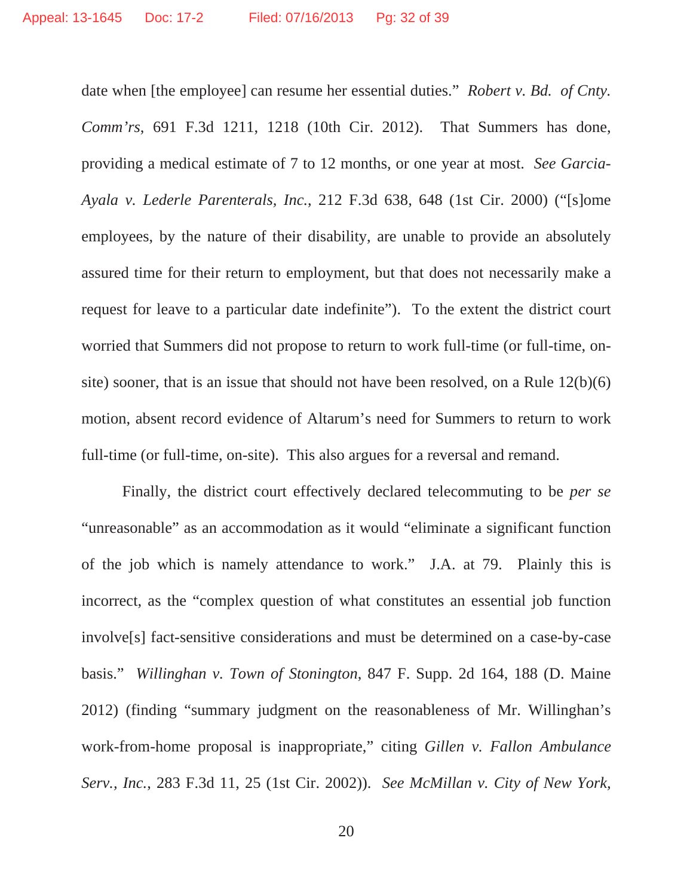date when [the employee] can resume her essential duties." *Robert v. Bd. of Cnty. Comm'rs*, 691 F.3d 1211, 1218 (10th Cir. 2012). That Summers has done, providing a medical estimate of 7 to 12 months, or one year at most. *See Garcia-Ayala v. Lederle Parenterals, Inc.*, 212 F.3d 638, 648 (1st Cir. 2000) ("[s]ome employees, by the nature of their disability, are unable to provide an absolutely assured time for their return to employment, but that does not necessarily make a request for leave to a particular date indefinite"). To the extent the district court worried that Summers did not propose to return to work full-time (or full-time, on-site) sooner, that is an issue that should not have been resolved, on a Rule 12(b)(6) motion, absent record evidence of Altarum's need for Summers to return to work full-time (or full-time, on-site). This also argues for a reversal and remand.

Finally, the district court effectively declared telecommuting to be *per se* "unreasonable" as an accommodation as it would "eliminate a significant function of the job which is namely attendance to work." J.A. at 79. Plainly this is incorrect, as the "complex question of what constitutes an essential job function involve[s] fact-sensitive considerations and must be determined on a case-by-case basis." *Willinghan v. Town of Stonington*, 847 F. Supp. 2d 164, 188 (D. Maine 2012) (finding "summary judgment on the reasonableness of Mr. Willinghan's work-from-home proposal is inappropriate," citing *Gillen v. Fallon Ambulance Serv., Inc.*, 283 F.3d 11, 25 (1st Cir. 2002)). *See McMillan v. City of New York,*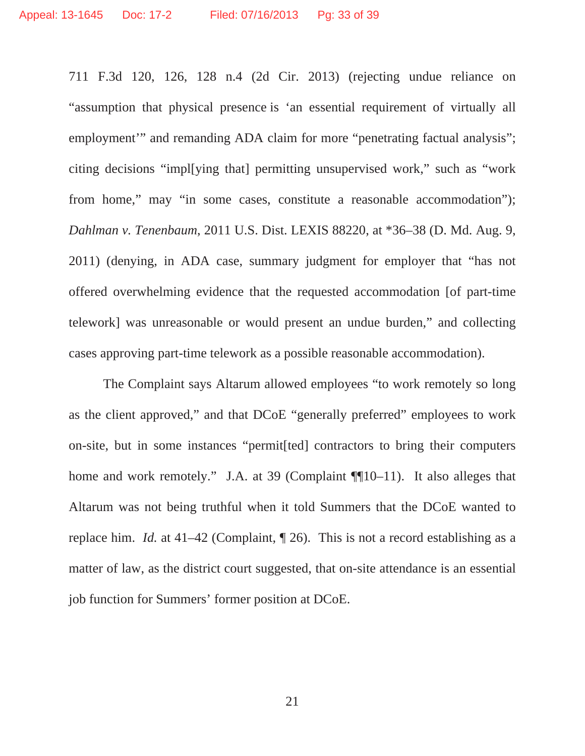711 F.3d 120, 126, 128 n.4 (2d Cir. 2013) (rejecting undue reliance on "assumption that physical presence is 'an essential requirement of virtually all employment'" and remanding ADA claim for more "penetrating factual analysis"; citing decisions "impl[ying that] permitting unsupervised work," such as "work from home," may "in some cases, constitute a reasonable accommodation"); *Dahlman v. Tenenbaum*, 2011 U.S. Dist. LEXIS 88220, at *36–38 (D. Md. Aug. 9, 2011) (denying, in ADA case, summary judgment for employer that "has not offered overwhelming evidence that the requested accommodation [of part-time telework] was unreasonable or would present an undue burden," and collecting cases approving part-time telework as a possible reasonable accommodation).

The Complaint says Altarum allowed employees "to work remotely so long as the client approved," and that DCoE "generally preferred" employees to work on-site, but in some instances "permit[ted] contractors to bring their computers home and work remotely." J.A. at 39 (Complaint ¶¶10–11). It also alleges that Altarum was not being truthful when it told Summers that the DCoE wanted to replace him. *Id.* at 41–42 (Complaint, ¶ 26). This is not a record establishing as a matter of law, as the district court suggested, that on-site attendance is an essential job function for Summers' former position at DCoE.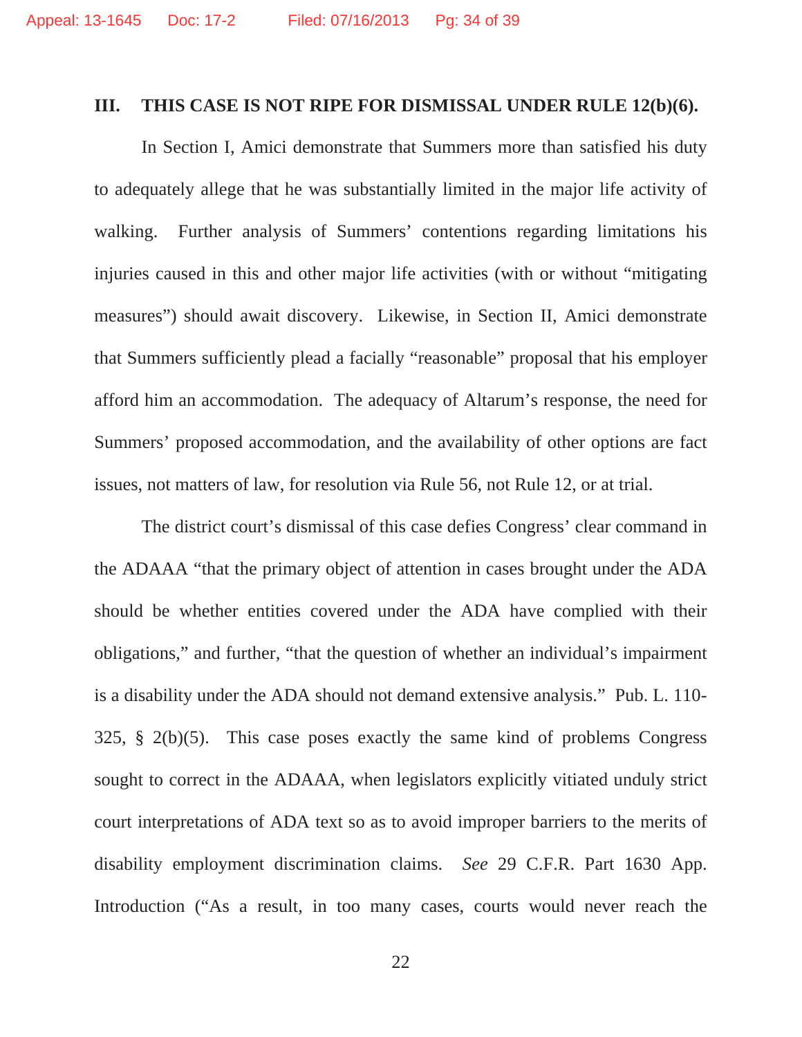## III. THIS CASE IS NOT RIPE FOR DISMISSAL UNDER RULE 12(b)(6).

In Section I, Amici demonstrate that Summers more than satisfied his duty to adequately allege that he was substantially limited in the major life activity of walking. Further analysis of Summers' contentions regarding limitations his injuries caused in this and other major life activities (with or without "mitigating measures") should await discovery. Likewise, in Section II, Amici demonstrate that Summers sufficiently plead a facially "reasonable" proposal that his employer afford him an accommodation. The adequacy of Altarum's response, the need for Summers' proposed accommodation, and the availability of other options are fact issues, not matters of law, for resolution via Rule 56, not Rule 12, or at trial.

The district court's dismissal of this case defies Congress' clear command in the ADAAA "that the primary object of attention in cases brought under the ADA should be whether entities covered under the ADA have complied with their obligations," and further, "that the question of whether an individual's impairment is a disability under the ADA should not demand extensive analysis." Pub. L. 110-325, § 2(b)(5). This case poses exactly the same kind of problems Congress sought to correct in the ADAAA, when legislators explicitly vitiated unduly strict court interpretations of ADA text so as to avoid improper barriers to the merits of disability employment discrimination claims. *See* 29 C.F.R. Part 1630 App. Introduction ("As a result, in too many cases, courts would never reach the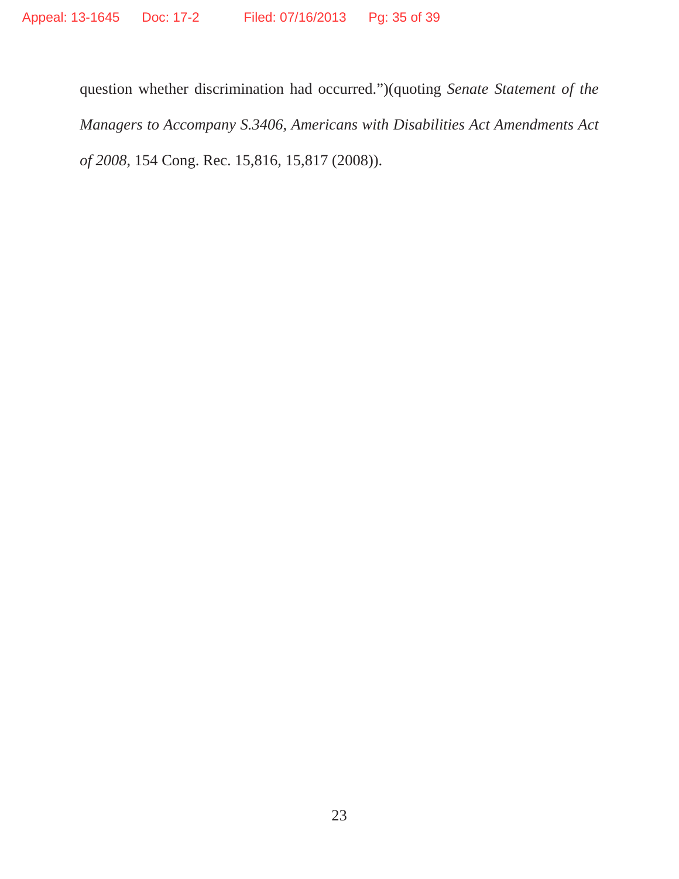question whether discrimination had occurred.")(quoting *Senate Statement of the Managers to Accompany S.3406, Americans with Disabilities Act Amendments Act of 2008*, 154 Cong. Rec. 15,816, 15,817 (2008)).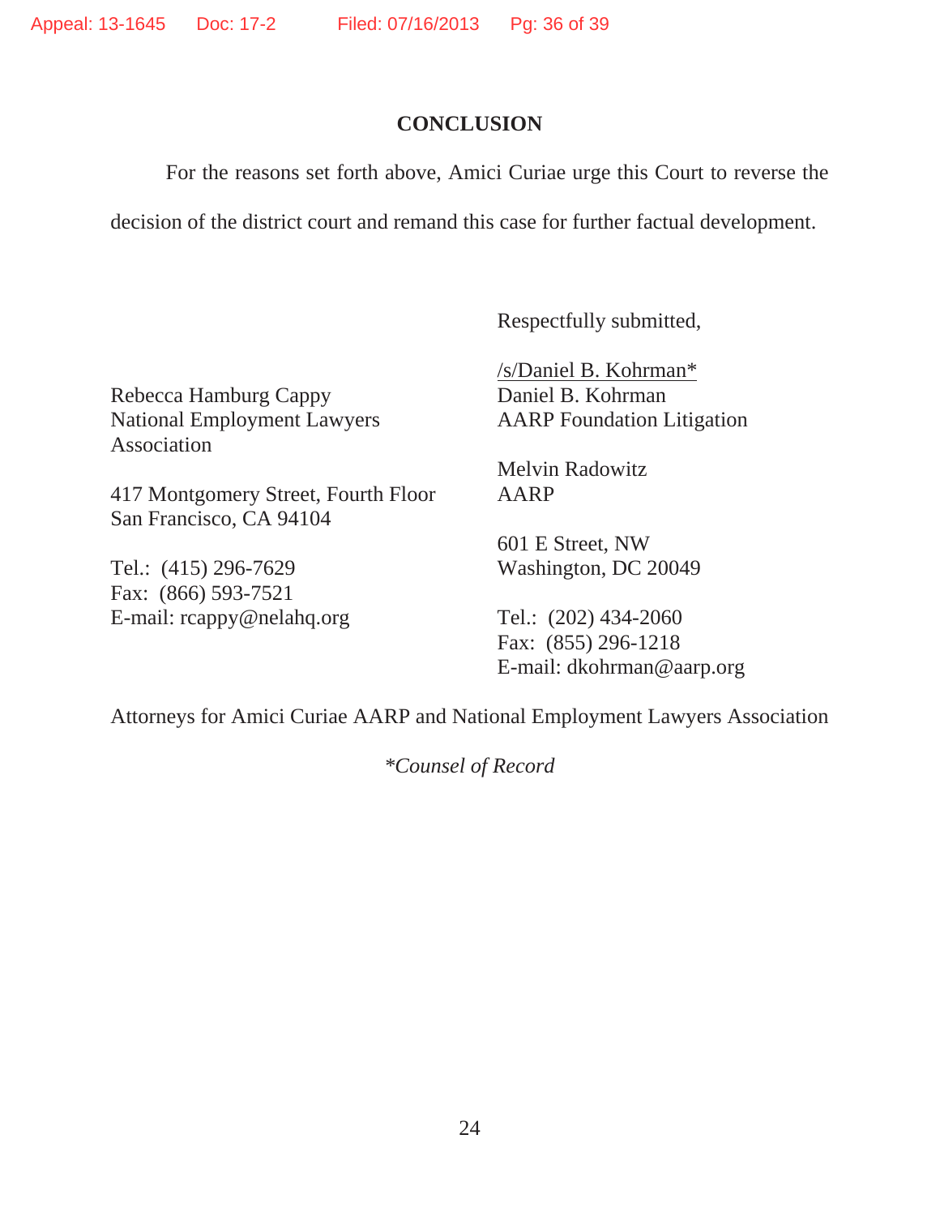## CONCLUSION

For the reasons set forth above, Amici Curiae urge this Court to reverse the decision of the district court and remand this case for further factual development.

Respectfully submitted,

/s/Daniel B. Kohrman*
Daniel B. Kohrman
AARP Foundation Litigation

Melvin Radowitz
AARP

601 E Street, NW
Washington, DC 20049

Tel.: (202) 434-2060
Fax: (855) 296-1218
E-mail: dkohrman@aarp.org

Rebecca Hamburg Cappy
National Employment Lawyers Association

417 Montgomery Street, Fourth Floor
San Francisco, CA 94104

Tel.: (415) 296-7629
Fax: (866) 593-7521
E-mail: rcappy@nelahq.org

Attorneys for Amici Curiae AARP and National Employment Lawyers Association

*\*Counsel of Record*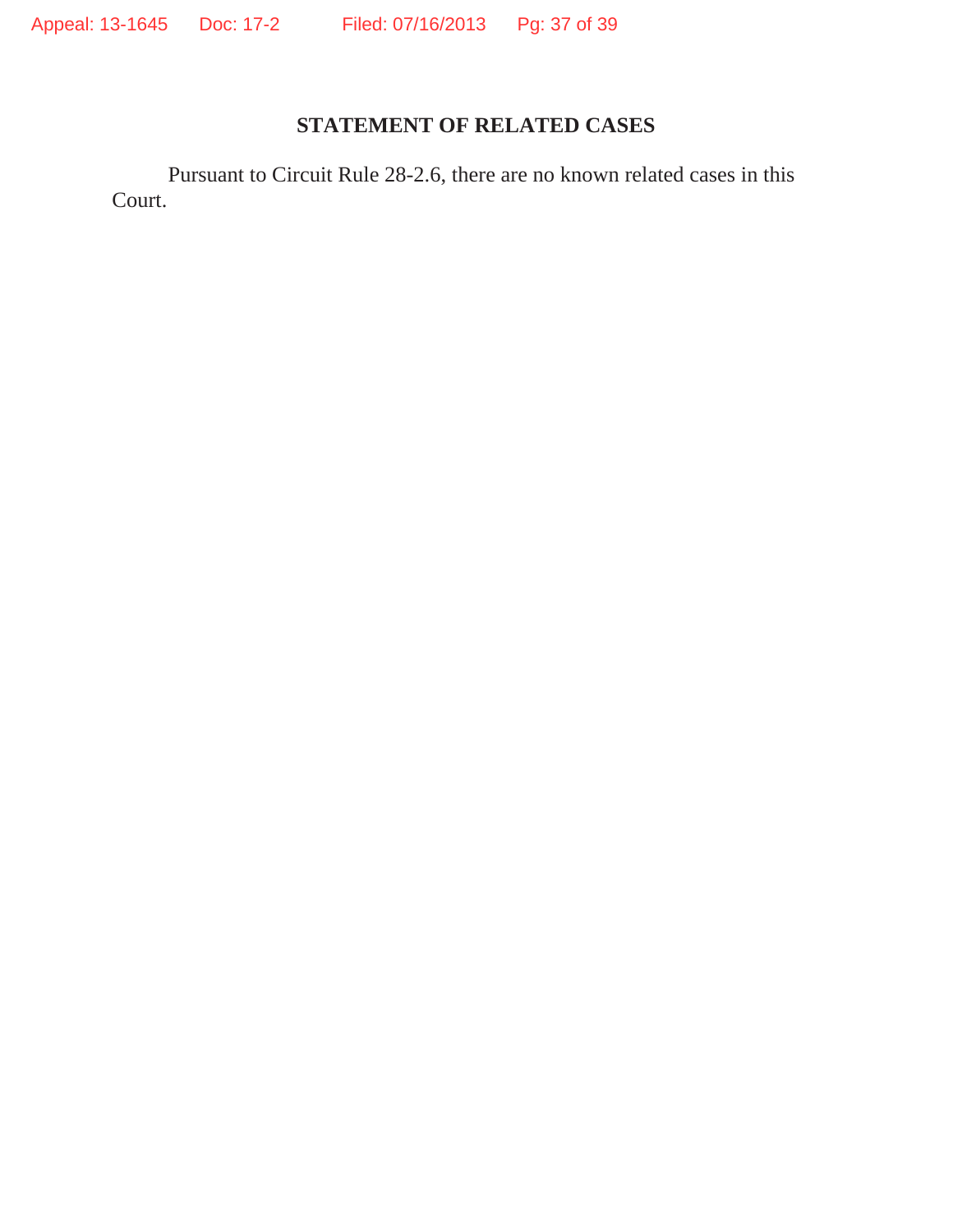## STATEMENT OF RELATED CASES

Pursuant to Circuit Rule 28-2.6, there are no known related cases in this Court.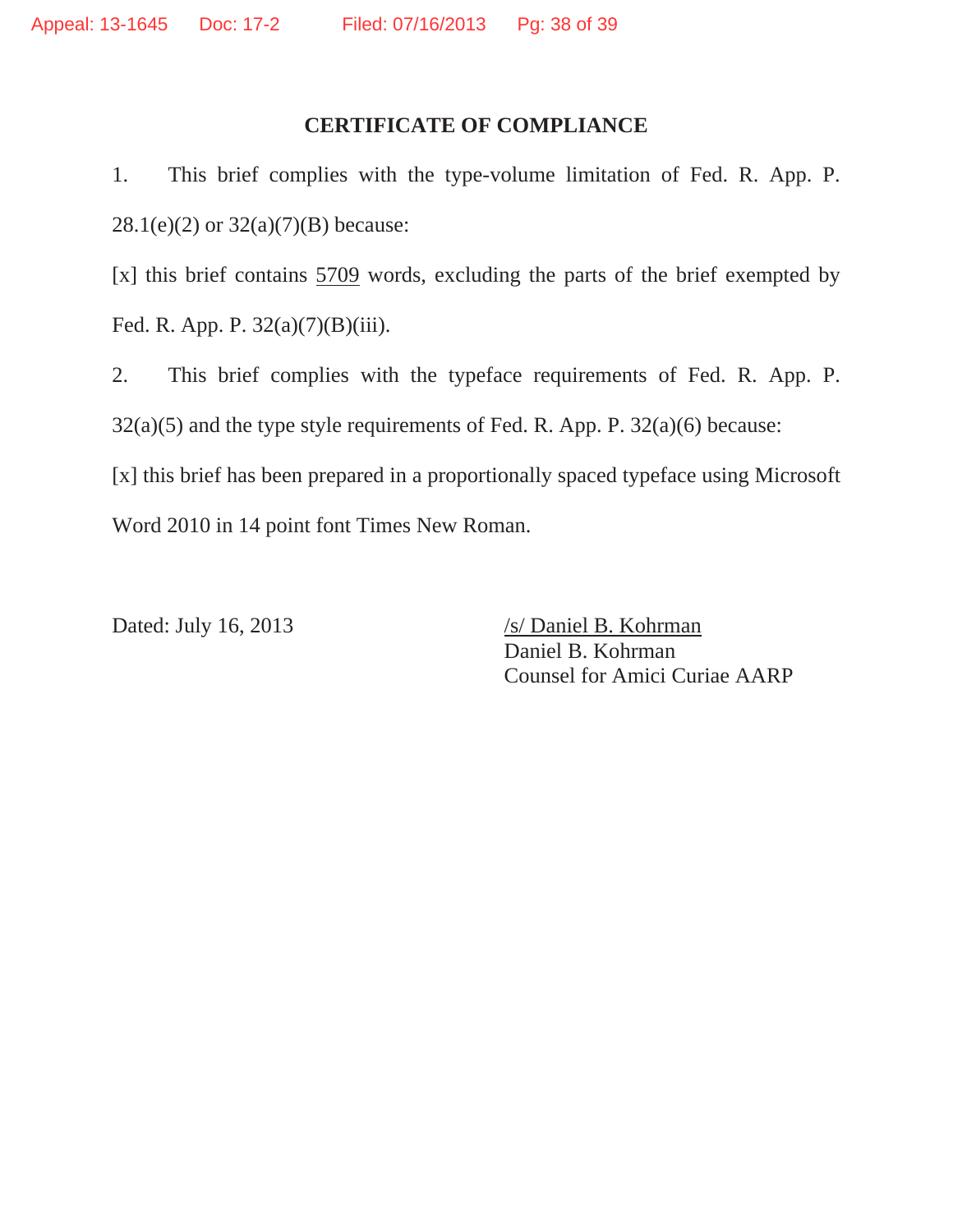# CERTIFICATE OF COMPLIANCE

1. This brief complies with the type-volume limitation of Fed. R. App. P. 28.1(e)(2) or 32(a)(7)(B) because:

[x] this brief contains 5709 words, excluding the parts of the brief exempted by Fed. R. App. P. 32(a)(7)(B)(iii).

2. This brief complies with the typeface requirements of Fed. R. App. P. 32(a)(5) and the type style requirements of Fed. R. App. P. 32(a)(6) because:

[x] this brief has been prepared in a proportionally spaced typeface using Microsoft Word 2010 in 14 point font Times New Roman.

Dated: July 16, 2013

/s/ Daniel B. Kohrman
Daniel B. Kohrman
Counsel for Amici Curiae AARP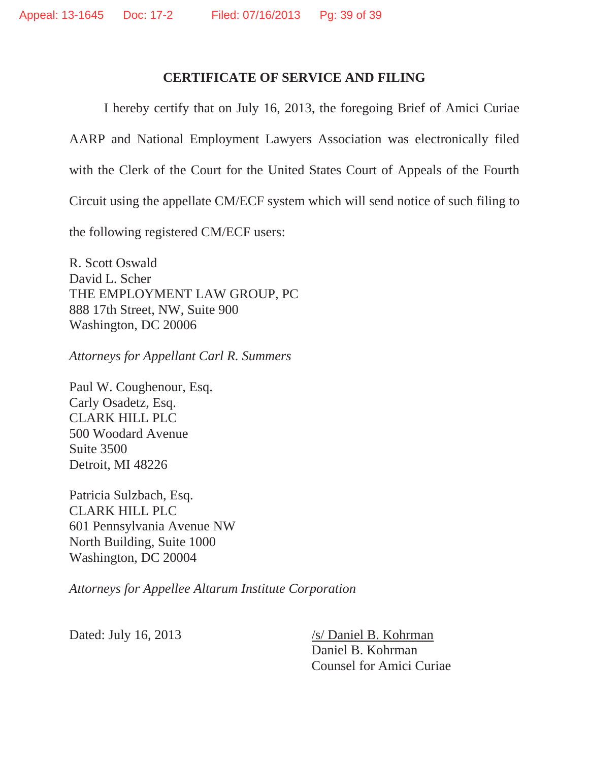**CERTIFICATE OF SERVICE AND FILING**

I hereby certify that on July 16, 2013, the foregoing Brief of Amici Curiae AARP and National Employment Lawyers Association was electronically filed with the Clerk of the Court for the United States Court of Appeals of the Fourth Circuit using the appellate CM/ECF system which will send notice of such filing to the following registered CM/ECF users:

R. Scott Oswald
David L. Scher
THE EMPLOYMENT LAW GROUP, PC
888 17th Street, NW, Suite 900
Washington, DC 20006

*Attorneys for Appellant Carl R. Summers*

Paul W. Coughenour, Esq.
Carly Osadetz, Esq.
CLARK HILL PLC
500 Woodard Avenue
Suite 3500
Detroit, MI 48226

Patricia Sulzbach, Esq.
CLARK HILL PLC
601 Pennsylvania Avenue NW
North Building, Suite 1000
Washington, DC 20004

*Attorneys for Appellee Altarum Institute Corporation*

Dated: July 16, 2013

/s/ Daniel B. Kohrman
Daniel B. Kohrman
Counsel for Amici Curiae